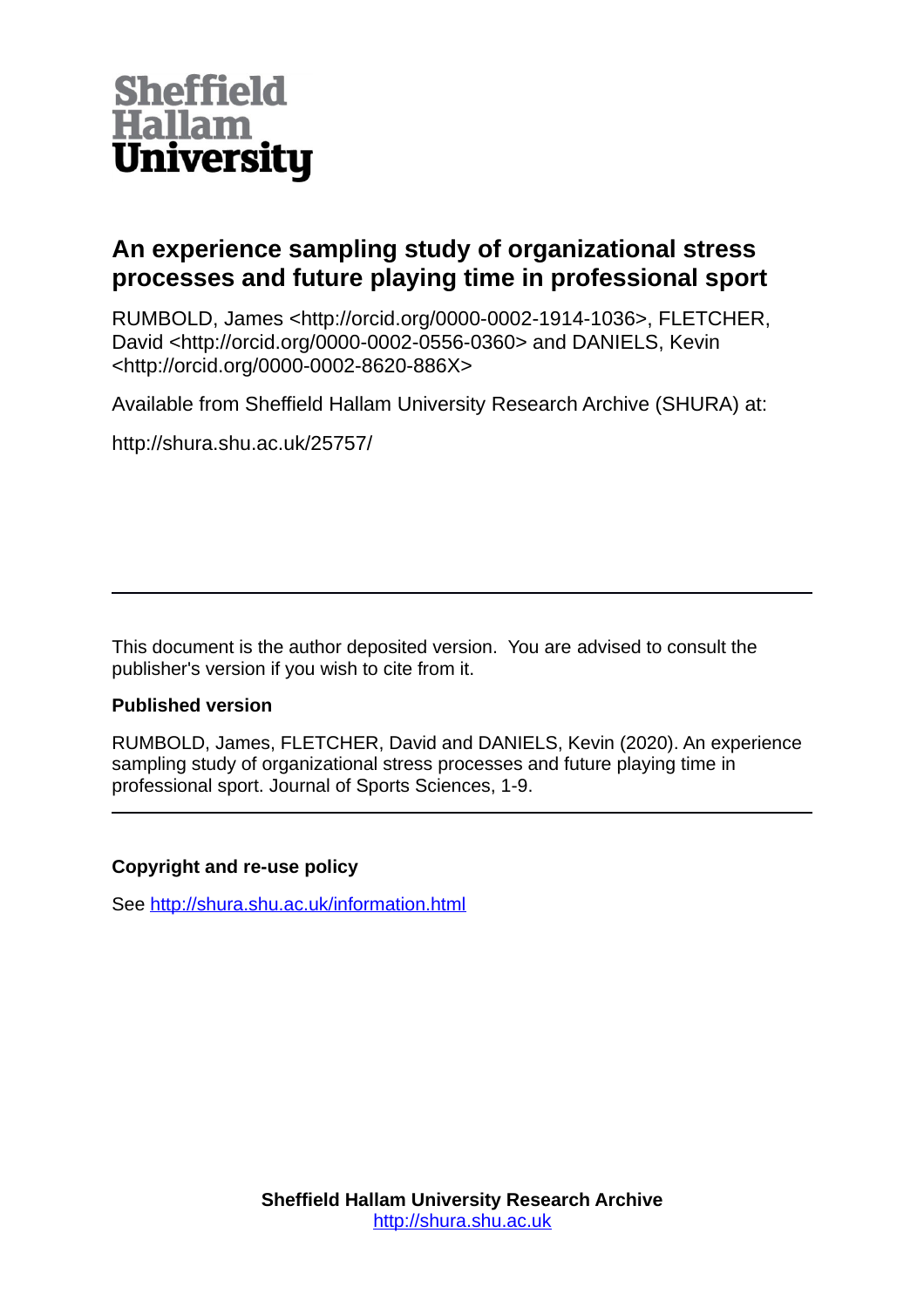**Sheffield Hallam University**

# An experience sampling study of organizational stress processes and future playing time in professional sport

RUMBOLD, James <http://orcid.org/0000-0002-1914-1036>, FLETCHER, David <http://orcid.org/0000-0002-0556-0360> and DANIELS, Kevin <http://orcid.org/0000-0002-8620-886X>

Available from Sheffield Hallam University Research Archive (SHURA) at:

http://shura.shu.ac.uk/25757/

---

This document is the author deposited version. You are advised to consult the publisher's version if you wish to cite from it.

**Published version**

RUMBOLD, James, FLETCHER, David and DANIELS, Kevin (2020). An experience sampling study of organizational stress processes and future playing time in professional sport. Journal of Sports Sciences, 1-9.

---

**Copyright and re-use policy**

See http://shura.shu.ac.uk/information.html

**Sheffield Hallam University Research Archive**
http://shura.shu.ac.uk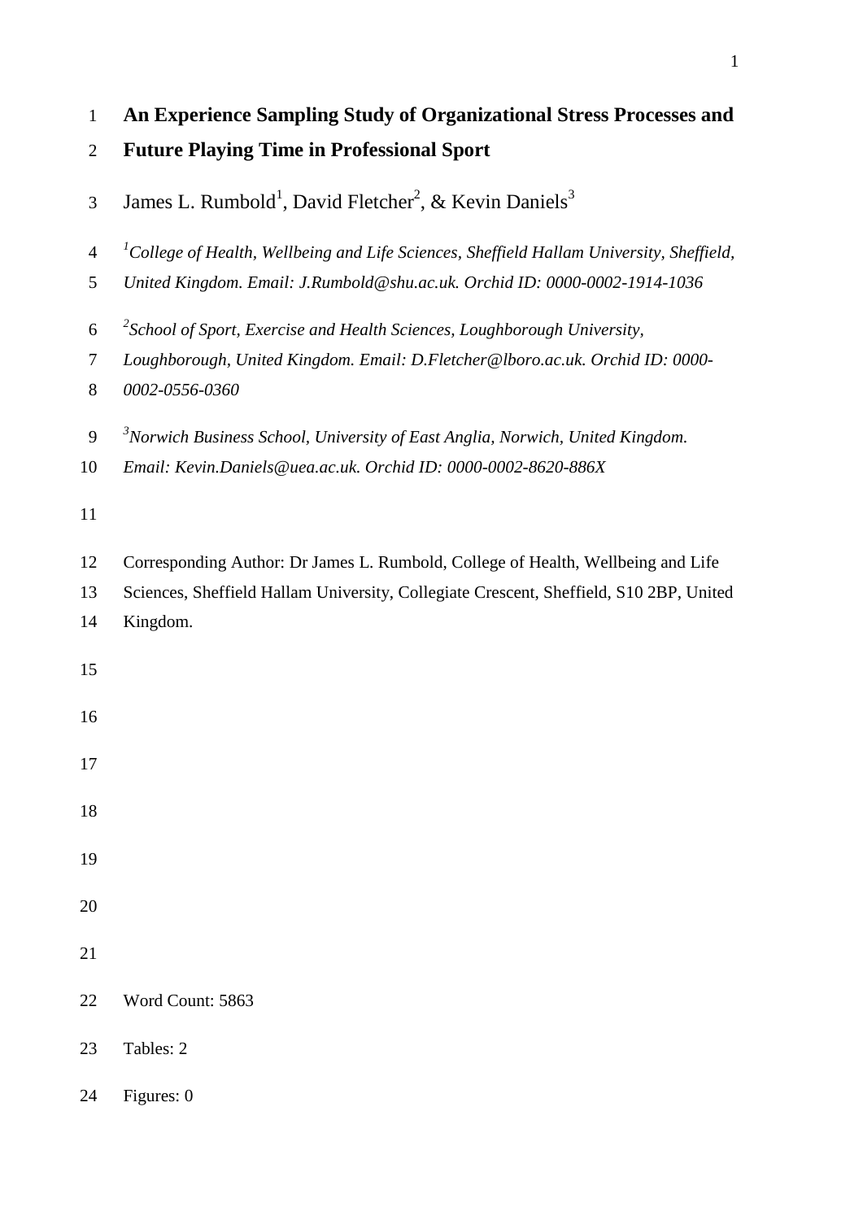# An Experience Sampling Study of Organizational Stress Processes and Future Playing Time in Professional Sport

James L. Rumbold[1], David Fletcher[2], & Kevin Daniels[3]

[1]*College of Health, Wellbeing and Life Sciences, Sheffield Hallam University, Sheffield, United Kingdom. Email: J.Rumbold@shu.ac.uk. Orchid ID: 0000-0002-1914-1036*

[2]*School of Sport, Exercise and Health Sciences, Loughborough University, Loughborough, United Kingdom. Email: D.Fletcher@lboro.ac.uk. Orchid ID: 0000-0002-0556-0360*

[3]*Norwich Business School, University of East Anglia, Norwich, United Kingdom. Email: Kevin.Daniels@uea.ac.uk. Orchid ID: 0000-0002-8620-886X*

Corresponding Author: Dr James L. Rumbold, College of Health, Wellbeing and Life Sciences, Sheffield Hallam University, Collegiate Crescent, Sheffield, S10 2BP, United Kingdom.

Word Count: 5863

Tables: 2

Figures: 0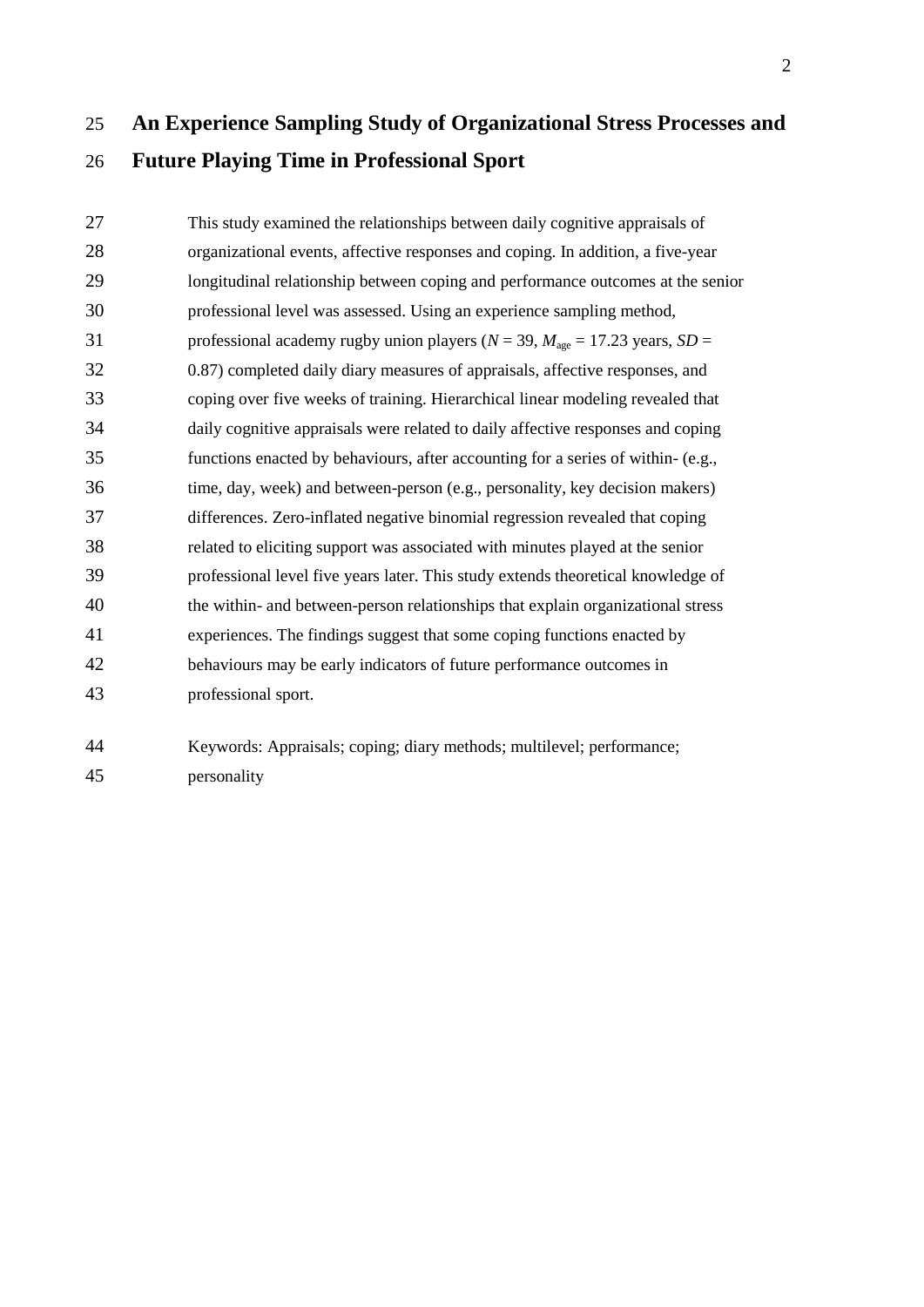# An Experience Sampling Study of Organizational Stress Processes and Future Playing Time in Professional Sport

This study examined the relationships between daily cognitive appraisals of organizational events, affective responses and coping. In addition, a five-year longitudinal relationship between coping and performance outcomes at the senior professional level was assessed. Using an experience sampling method, professional academy rugby union players ($N$ = 39, $M_{age}$ = 17.23 years, $SD$ = 0.87) completed daily diary measures of appraisals, affective responses, and coping over five weeks of training. Hierarchical linear modeling revealed that daily cognitive appraisals were related to daily affective responses and coping functions enacted by behaviours, after accounting for a series of within- (e.g., time, day, week) and between-person (e.g., personality, key decision makers) differences. Zero-inflated negative binomial regression revealed that coping related to eliciting support was associated with minutes played at the senior professional level five years later. This study extends theoretical knowledge of the within- and between-person relationships that explain organizational stress experiences. The findings suggest that some coping functions enacted by behaviours may be early indicators of future performance outcomes in professional sport.

Keywords: Appraisals; coping; diary methods; multilevel; performance; personality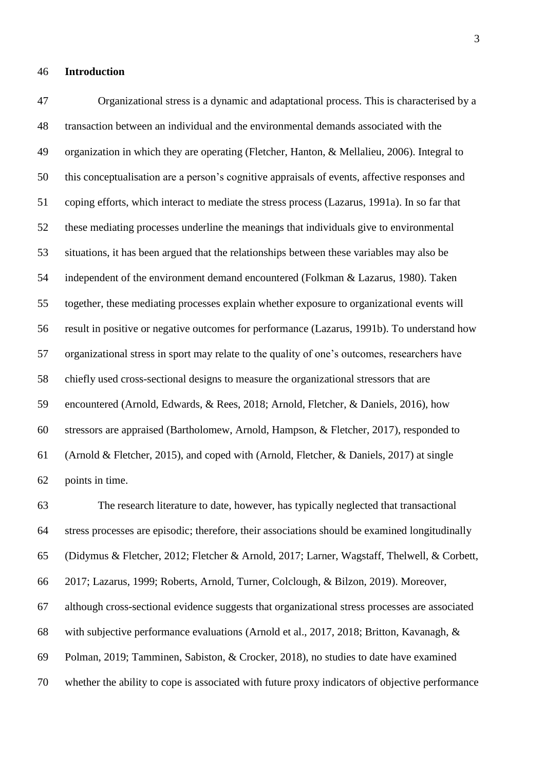## Introduction

Organizational stress is a dynamic and adaptational process. This is characterised by a transaction between an individual and the environmental demands associated with the organization in which they are operating (Fletcher, Hanton, & Mellalieu, 2006). Integral to this conceptualisation are a person's cognitive appraisals of events, affective responses and coping efforts, which interact to mediate the stress process (Lazarus, 1991a). In so far that these mediating processes underline the meanings that individuals give to environmental situations, it has been argued that the relationships between these variables may also be independent of the environment demand encountered (Folkman & Lazarus, 1980). Taken together, these mediating processes explain whether exposure to organizational events will result in positive or negative outcomes for performance (Lazarus, 1991b). To understand how organizational stress in sport may relate to the quality of one's outcomes, researchers have chiefly used cross-sectional designs to measure the organizational stressors that are encountered (Arnold, Edwards, & Rees, 2018; Arnold, Fletcher, & Daniels, 2016), how stressors are appraised (Bartholomew, Arnold, Hampson, & Fletcher, 2017), responded to (Arnold & Fletcher, 2015), and coped with (Arnold, Fletcher, & Daniels, 2017) at single points in time.

The research literature to date, however, has typically neglected that transactional stress processes are episodic; therefore, their associations should be examined longitudinally (Didymus & Fletcher, 2012; Fletcher & Arnold, 2017; Larner, Wagstaff, Thelwell, & Corbett, 2017; Lazarus, 1999; Roberts, Arnold, Turner, Colclough, & Bilzon, 2019). Moreover, although cross-sectional evidence suggests that organizational stress processes are associated with subjective performance evaluations (Arnold et al., 2017, 2018; Britton, Kavanagh, & Polman, 2019; Tamminen, Sabiston, & Crocker, 2018), no studies to date have examined whether the ability to cope is associated with future proxy indicators of objective performance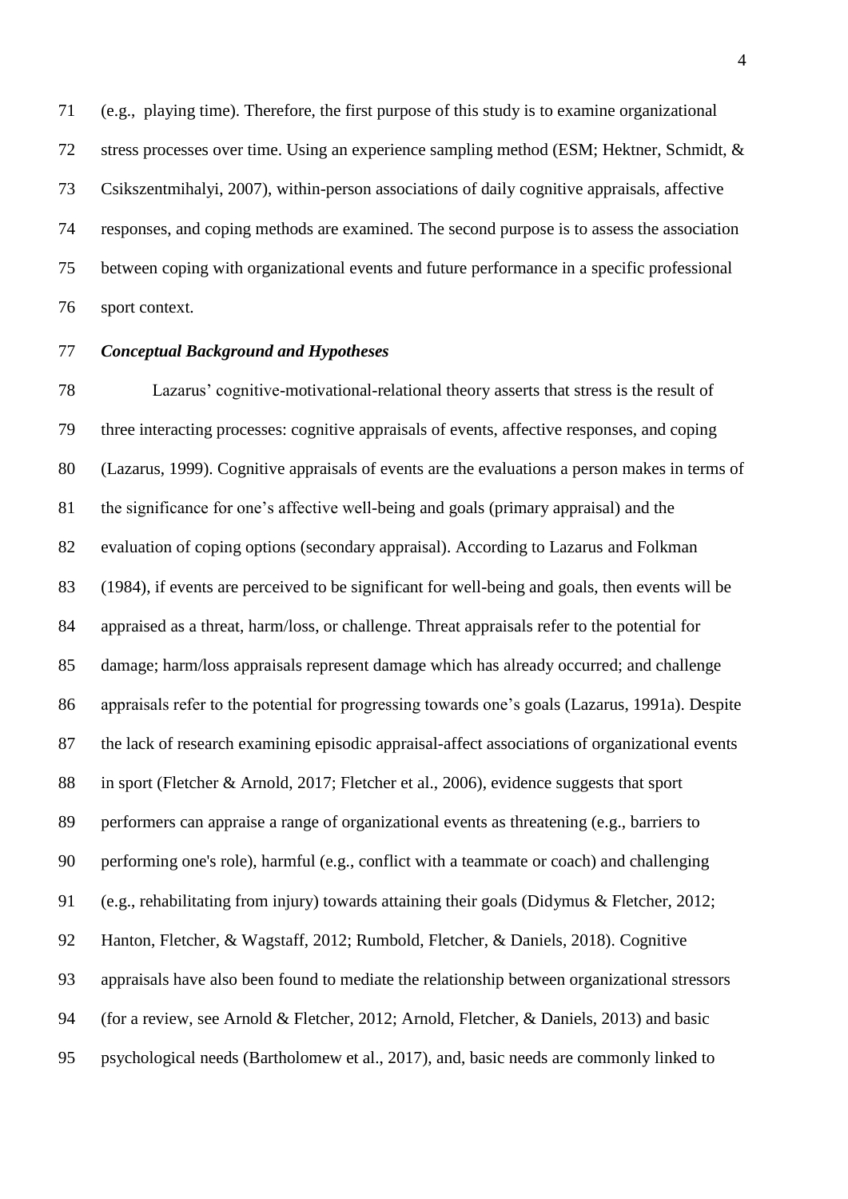(e.g., playing time). Therefore, the first purpose of this study is to examine organizational stress processes over time. Using an experience sampling method (ESM; Hektner, Schmidt, & Csikszentmihalyi, 2007), within-person associations of daily cognitive appraisals, affective responses, and coping methods are examined. The second purpose is to assess the association between coping with organizational events and future performance in a specific professional sport context.

### *Conceptual Background and Hypotheses*

Lazarus' cognitive-motivational-relational theory asserts that stress is the result of three interacting processes: cognitive appraisals of events, affective responses, and coping (Lazarus, 1999). Cognitive appraisals of events are the evaluations a person makes in terms of the significance for one's affective well-being and goals (primary appraisal) and the evaluation of coping options (secondary appraisal). According to Lazarus and Folkman (1984), if events are perceived to be significant for well-being and goals, then events will be appraised as a threat, harm/loss, or challenge. Threat appraisals refer to the potential for damage; harm/loss appraisals represent damage which has already occurred; and challenge appraisals refer to the potential for progressing towards one's goals (Lazarus, 1991a). Despite the lack of research examining episodic appraisal-affect associations of organizational events in sport (Fletcher & Arnold, 2017; Fletcher et al., 2006), evidence suggests that sport performers can appraise a range of organizational events as threatening (e.g., barriers to performing one's role), harmful (e.g., conflict with a teammate or coach) and challenging (e.g., rehabilitating from injury) towards attaining their goals (Didymus & Fletcher, 2012; Hanton, Fletcher, & Wagstaff, 2012; Rumbold, Fletcher, & Daniels, 2018). Cognitive appraisals have also been found to mediate the relationship between organizational stressors (for a review, see Arnold & Fletcher, 2012; Arnold, Fletcher, & Daniels, 2013) and basic psychological needs (Bartholomew et al., 2017), and, basic needs are commonly linked to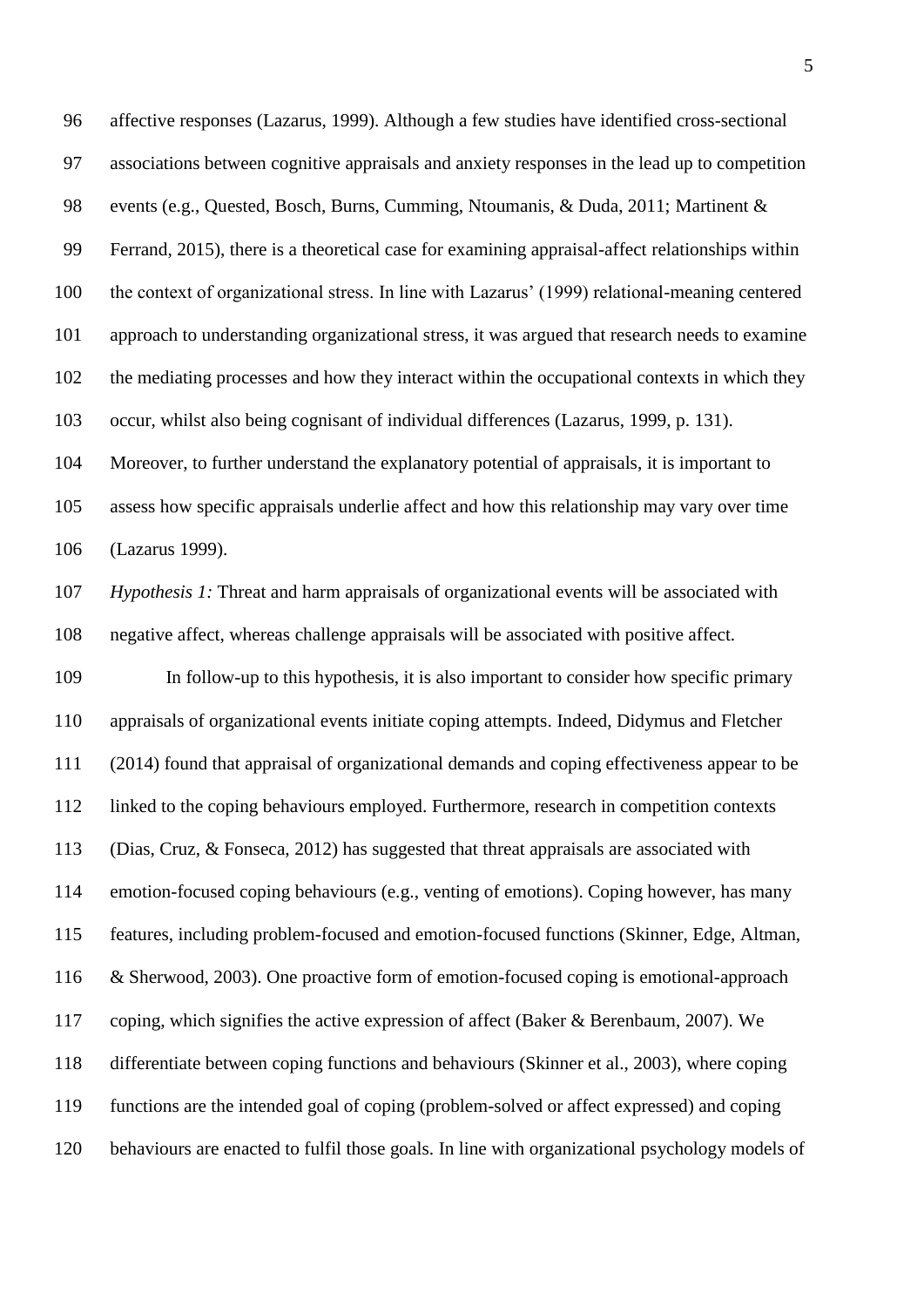affective responses (Lazarus, 1999). Although a few studies have identified cross-sectional associations between cognitive appraisals and anxiety responses in the lead up to competition events (e.g., Quested, Bosch, Burns, Cumming, Ntoumanis, & Duda, 2011; Martinent & Ferrand, 2015), there is a theoretical case for examining appraisal-affect relationships within the context of organizational stress. In line with Lazarus' (1999) relational-meaning centered approach to understanding organizational stress, it was argued that research needs to examine the mediating processes and how they interact within the occupational contexts in which they occur, whilst also being cognisant of individual differences (Lazarus, 1999, p. 131). Moreover, to further understand the explanatory potential of appraisals, it is important to assess how specific appraisals underlie affect and how this relationship may vary over time (Lazarus 1999).

*Hypothesis 1:* Threat and harm appraisals of organizational events will be associated with negative affect, whereas challenge appraisals will be associated with positive affect.

In follow-up to this hypothesis, it is also important to consider how specific primary appraisals of organizational events initiate coping attempts. Indeed, Didymus and Fletcher (2014) found that appraisal of organizational demands and coping effectiveness appear to be linked to the coping behaviours employed. Furthermore, research in competition contexts (Dias, Cruz, & Fonseca, 2012) has suggested that threat appraisals are associated with emotion-focused coping behaviours (e.g., venting of emotions). Coping however, has many features, including problem-focused and emotion-focused functions (Skinner, Edge, Altman, & Sherwood, 2003). One proactive form of emotion-focused coping is emotional-approach coping, which signifies the active expression of affect (Baker & Berenbaum, 2007). We differentiate between coping functions and behaviours (Skinner et al., 2003), where coping functions are the intended goal of coping (problem-solved or affect expressed) and coping behaviours are enacted to fulfil those goals. In line with organizational psychology models of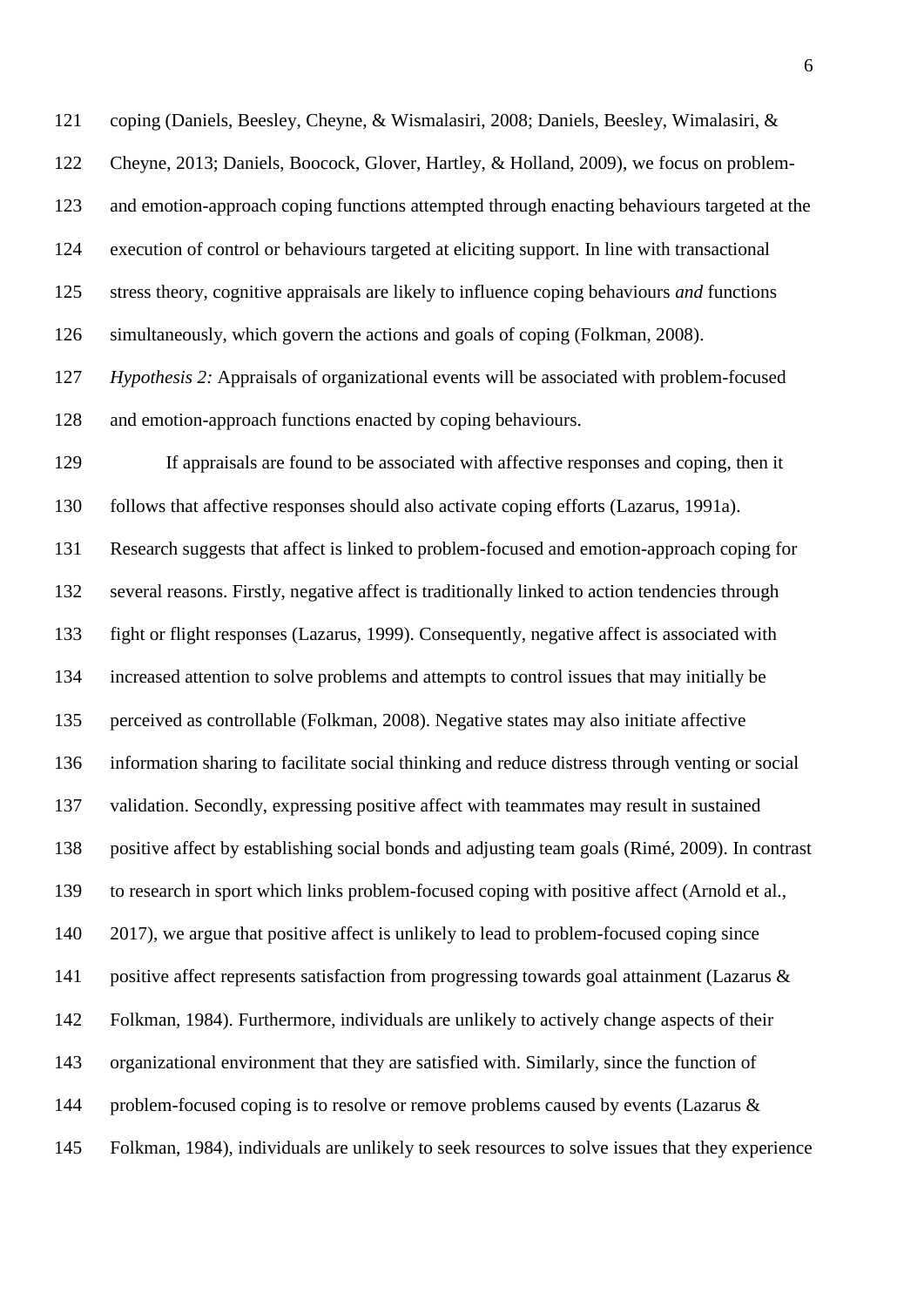coping (Daniels, Beesley, Cheyne, & Wismalasiri, 2008; Daniels, Beesley, Wimalasiri, & Cheyne, 2013; Daniels, Boocock, Glover, Hartley, & Holland, 2009), we focus on problem- and emotion-approach coping functions attempted through enacting behaviours targeted at the execution of control or behaviours targeted at eliciting support. In line with transactional stress theory, cognitive appraisals are likely to influence coping behaviours *and* functions simultaneously, which govern the actions and goals of coping (Folkman, 2008).

*Hypothesis 2:* Appraisals of organizational events will be associated with problem-focused and emotion-approach functions enacted by coping behaviours.

If appraisals are found to be associated with affective responses and coping, then it follows that affective responses should also activate coping efforts (Lazarus, 1991a). Research suggests that affect is linked to problem-focused and emotion-approach coping for several reasons. Firstly, negative affect is traditionally linked to action tendencies through fight or flight responses (Lazarus, 1999). Consequently, negative affect is associated with increased attention to solve problems and attempts to control issues that may initially be perceived as controllable (Folkman, 2008). Negative states may also initiate affective information sharing to facilitate social thinking and reduce distress through venting or social validation. Secondly, expressing positive affect with teammates may result in sustained positive affect by establishing social bonds and adjusting team goals (Rimé, 2009). In contrast to research in sport which links problem-focused coping with positive affect (Arnold et al., 2017), we argue that positive affect is unlikely to lead to problem-focused coping since positive affect represents satisfaction from progressing towards goal attainment (Lazarus & Folkman, 1984). Furthermore, individuals are unlikely to actively change aspects of their organizational environment that they are satisfied with. Similarly, since the function of problem-focused coping is to resolve or remove problems caused by events (Lazarus & Folkman, 1984), individuals are unlikely to seek resources to solve issues that they experience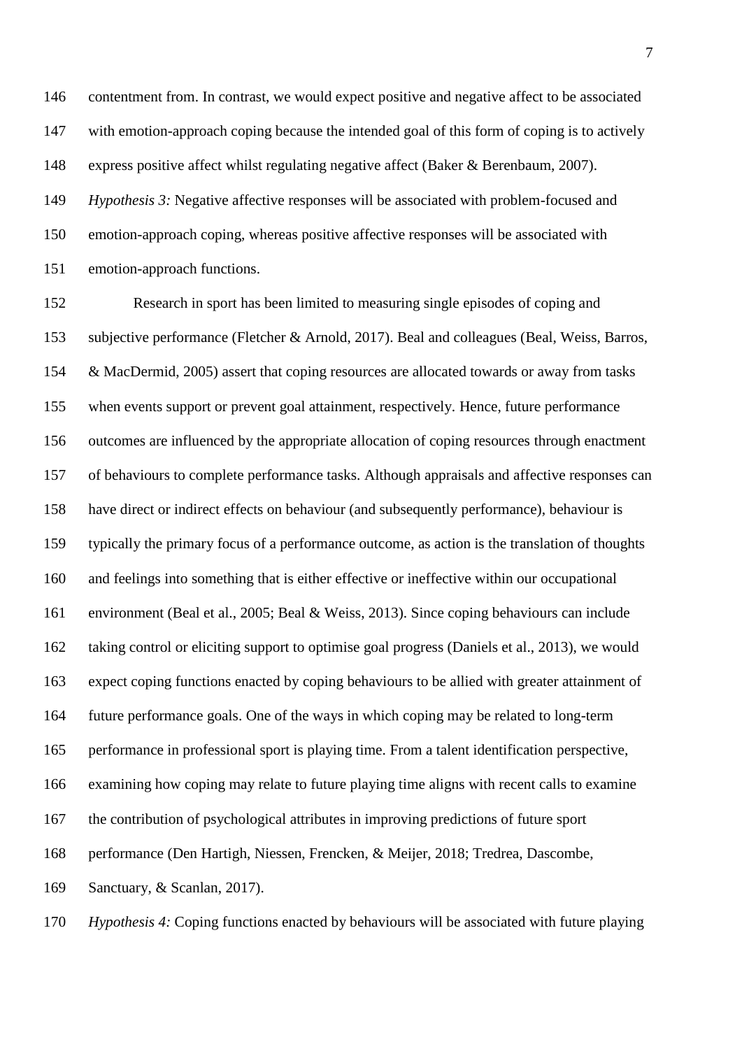contentment from. In contrast, we would expect positive and negative affect to be associated with emotion-approach coping because the intended goal of this form of coping is to actively express positive affect whilst regulating negative affect (Baker & Berenbaum, 2007).

*Hypothesis 3:* Negative affective responses will be associated with problem-focused and emotion-approach coping, whereas positive affective responses will be associated with emotion-approach functions.

Research in sport has been limited to measuring single episodes of coping and subjective performance (Fletcher & Arnold, 2017). Beal and colleagues (Beal, Weiss, Barros, & MacDermid, 2005) assert that coping resources are allocated towards or away from tasks when events support or prevent goal attainment, respectively. Hence, future performance outcomes are influenced by the appropriate allocation of coping resources through enactment of behaviours to complete performance tasks. Although appraisals and affective responses can have direct or indirect effects on behaviour (and subsequently performance), behaviour is typically the primary focus of a performance outcome, as action is the translation of thoughts and feelings into something that is either effective or ineffective within our occupational environment (Beal et al., 2005; Beal & Weiss, 2013). Since coping behaviours can include taking control or eliciting support to optimise goal progress (Daniels et al., 2013), we would expect coping functions enacted by coping behaviours to be allied with greater attainment of future performance goals. One of the ways in which coping may be related to long-term performance in professional sport is playing time. From a talent identification perspective, examining how coping may relate to future playing time aligns with recent calls to examine the contribution of psychological attributes in improving predictions of future sport performance (Den Hartigh, Niessen, Frencken, & Meijer, 2018; Tredrea, Dascombe, Sanctuary, & Scanlan, 2017).

*Hypothesis 4:* Coping functions enacted by behaviours will be associated with future playing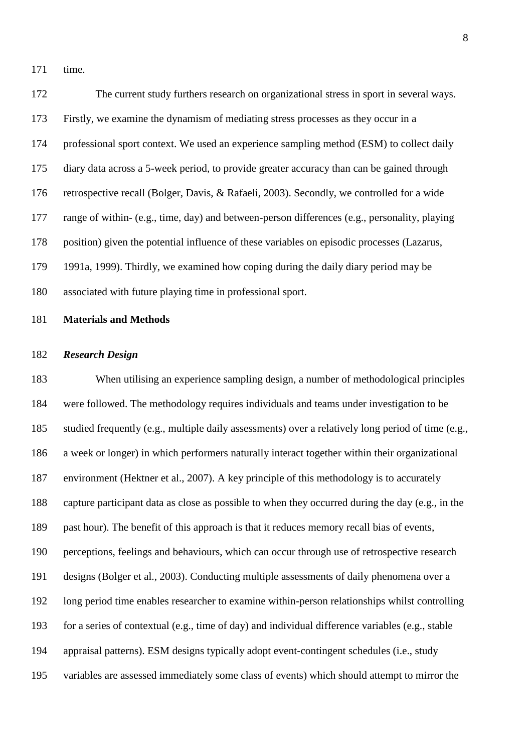time.

The current study furthers research on organizational stress in sport in several ways. Firstly, we examine the dynamism of mediating stress processes as they occur in a professional sport context. We used an experience sampling method (ESM) to collect daily diary data across a 5-week period, to provide greater accuracy than can be gained through retrospective recall (Bolger, Davis, & Rafaeli, 2003). Secondly, we controlled for a wide range of within- (e.g., time, day) and between-person differences (e.g., personality, playing position) given the potential influence of these variables on episodic processes (Lazarus, 1991a, 1999). Thirdly, we examined how coping during the daily diary period may be associated with future playing time in professional sport.

## Materials and Methods

### *Research Design*

When utilising an experience sampling design, a number of methodological principles were followed. The methodology requires individuals and teams under investigation to be studied frequently (e.g., multiple daily assessments) over a relatively long period of time (e.g., a week or longer) in which performers naturally interact together within their organizational environment (Hektner et al., 2007). A key principle of this methodology is to accurately capture participant data as close as possible to when they occurred during the day (e.g., in the past hour). The benefit of this approach is that it reduces memory recall bias of events, perceptions, feelings and behaviours, which can occur through use of retrospective research designs (Bolger et al., 2003). Conducting multiple assessments of daily phenomena over a long period time enables researcher to examine within-person relationships whilst controlling for a series of contextual (e.g., time of day) and individual difference variables (e.g., stable appraisal patterns). ESM designs typically adopt event-contingent schedules (i.e., study variables are assessed immediately some class of events) which should attempt to mirror the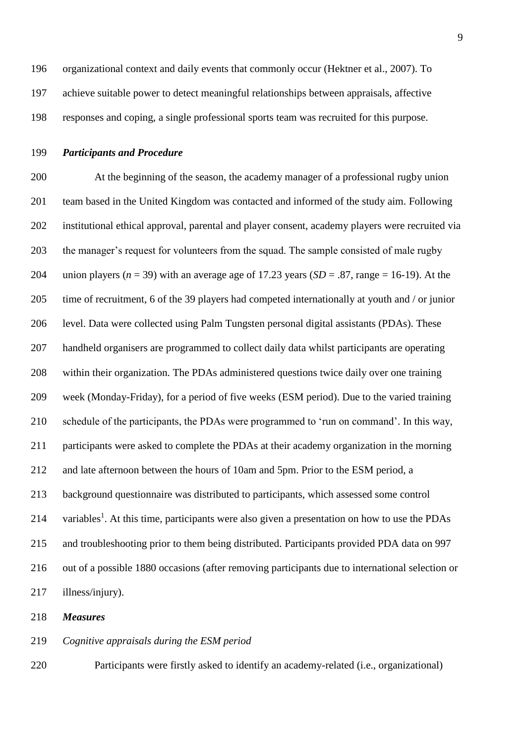organizational context and daily events that commonly occur (Hektner et al., 2007). To achieve suitable power to detect meaningful relationships between appraisals, affective responses and coping, a single professional sports team was recruited for this purpose.

### *Participants and Procedure*

At the beginning of the season, the academy manager of a professional rugby union team based in the United Kingdom was contacted and informed of the study aim. Following institutional ethical approval, parental and player consent, academy players were recruited via the manager's request for volunteers from the squad. The sample consisted of male rugby union players ($n$ = 39) with an average age of 17.23 years ($SD$ = .87, range = 16-19). At the time of recruitment, 6 of the 39 players had competed internationally at youth and / or junior level. Data were collected using Palm Tungsten personal digital assistants (PDAs). These handheld organisers are programmed to collect daily data whilst participants are operating within their organization. The PDAs administered questions twice daily over one training week (Monday-Friday), for a period of five weeks (ESM period). Due to the varied training schedule of the participants, the PDAs were programmed to 'run on command'. In this way, participants were asked to complete the PDAs at their academy organization in the morning and late afternoon between the hours of 10am and 5pm. Prior to the ESM period, a background questionnaire was distributed to participants, which assessed some control variables[1]. At this time, participants were also given a presentation on how to use the PDAs and troubleshooting prior to them being distributed. Participants provided PDA data on 997 out of a possible 1880 occasions (after removing participants due to international selection or illness/injury).

### *Measures*

*Cognitive appraisals during the ESM period*

Participants were firstly asked to identify an academy-related (i.e., organizational)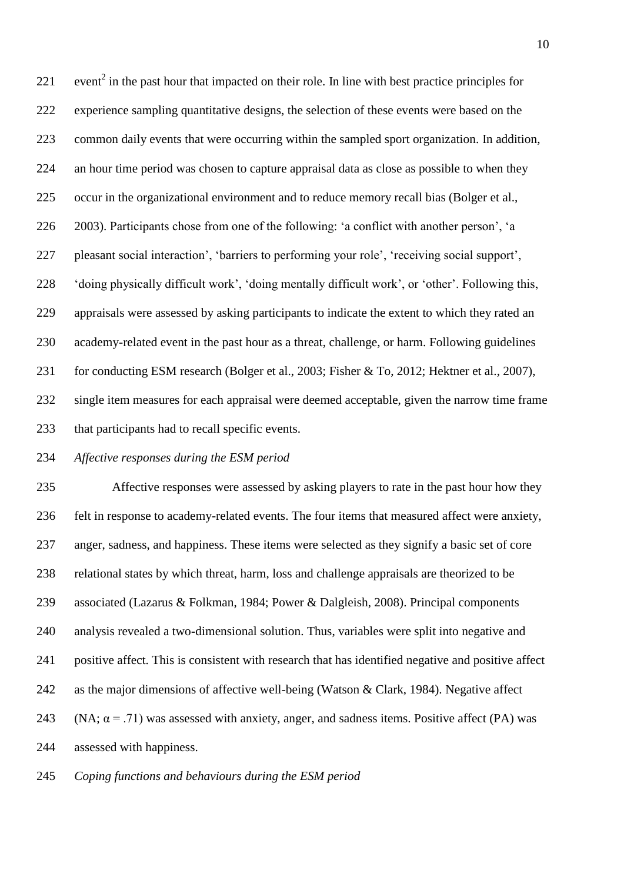event[2] in the past hour that impacted on their role. In line with best practice principles for experience sampling quantitative designs, the selection of these events were based on the common daily events that were occurring within the sampled sport organization. In addition, an hour time period was chosen to capture appraisal data as close as possible to when they occur in the organizational environment and to reduce memory recall bias (Bolger et al., 2003). Participants chose from one of the following: 'a conflict with another person', 'a pleasant social interaction', 'barriers to performing your role', 'receiving social support', 'doing physically difficult work', 'doing mentally difficult work', or 'other'. Following this, appraisals were assessed by asking participants to indicate the extent to which they rated an academy-related event in the past hour as a threat, challenge, or harm. Following guidelines for conducting ESM research (Bolger et al., 2003; Fisher & To, 2012; Hektner et al., 2007), single item measures for each appraisal were deemed acceptable, given the narrow time frame that participants had to recall specific events.

*Affective responses during the ESM period*

Affective responses were assessed by asking players to rate in the past hour how they felt in response to academy-related events. The four items that measured affect were anxiety, anger, sadness, and happiness. These items were selected as they signify a basic set of core relational states by which threat, harm, loss and challenge appraisals are theorized to be associated (Lazarus & Folkman, 1984; Power & Dalgleish, 2008). Principal components analysis revealed a two-dimensional solution. Thus, variables were split into negative and positive affect. This is consistent with research that has identified negative and positive affect as the major dimensions of affective well-being (Watson & Clark, 1984). Negative affect (NA; $\alpha = .71$) was assessed with anxiety, anger, and sadness items. Positive affect (PA) was assessed with happiness.

*Coping functions and behaviours during the ESM period*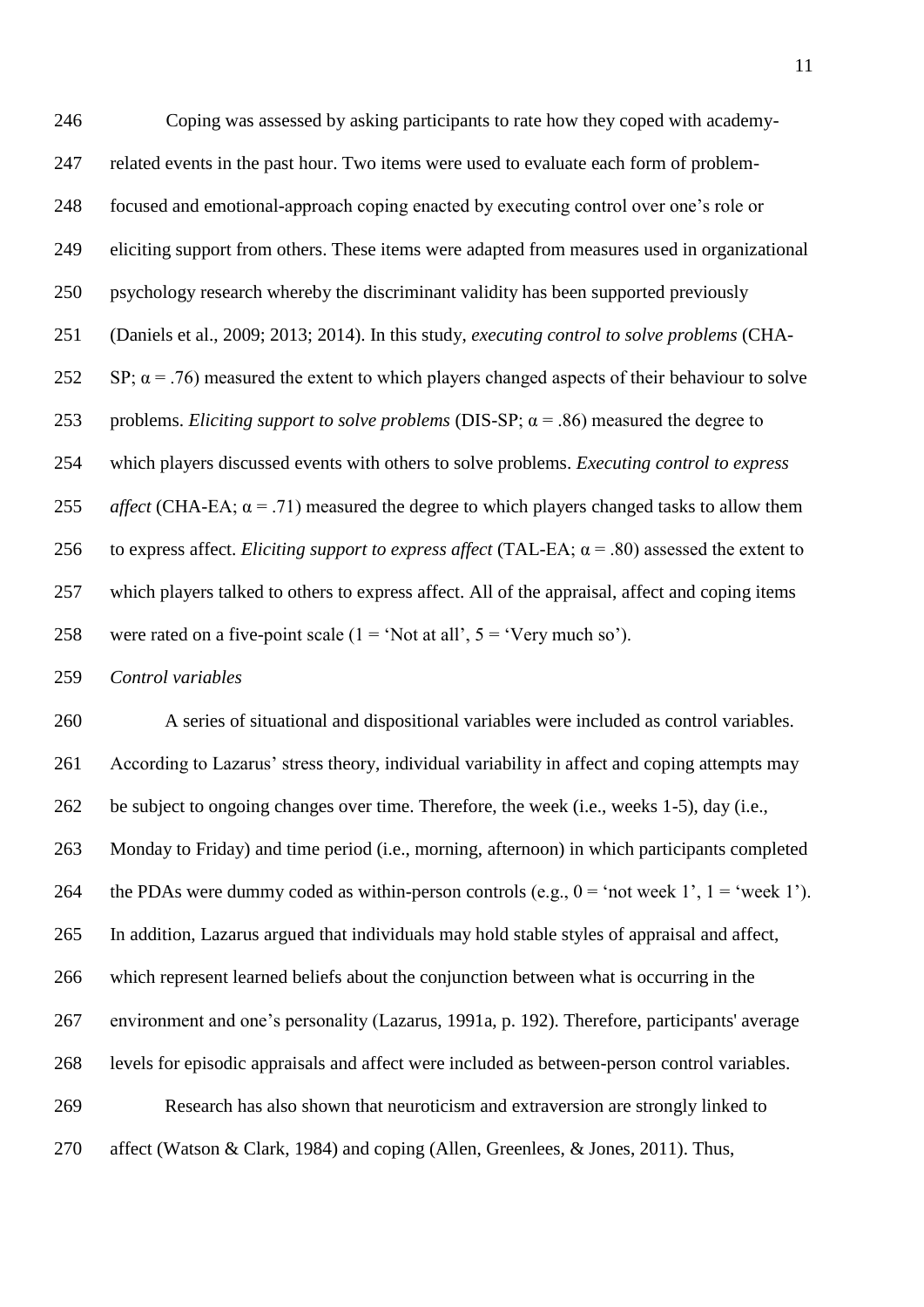Coping was assessed by asking participants to rate how they coped with academy-related events in the past hour. Two items were used to evaluate each form of problem-focused and emotional-approach coping enacted by executing control over one's role or eliciting support from others. These items were adapted from measures used in organizational psychology research whereby the discriminant validity has been supported previously (Daniels et al., 2009; 2013; 2014). In this study, *executing control to solve problems* (CHA-SP; $\alpha = .76$) measured the extent to which players changed aspects of their behaviour to solve problems. *Eliciting support to solve problems* (DIS-SP; $\alpha = .86$) measured the degree to which players discussed events with others to solve problems. *Executing control to express affect* (CHA-EA; $\alpha = .71$) measured the degree to which players changed tasks to allow them to express affect. *Eliciting support to express affect* (TAL-EA; $\alpha = .80$) assessed the extent to which players talked to others to express affect. All of the appraisal, affect and coping items were rated on a five-point scale (1 = 'Not at all', 5 = 'Very much so').

*Control variables*

A series of situational and dispositional variables were included as control variables. According to Lazarus' stress theory, individual variability in affect and coping attempts may be subject to ongoing changes over time. Therefore, the week (i.e., weeks 1-5), day (i.e., Monday to Friday) and time period (i.e., morning, afternoon) in which participants completed the PDAs were dummy coded as within-person controls (e.g., 0 = 'not week 1', 1 = 'week 1'). In addition, Lazarus argued that individuals may hold stable styles of appraisal and affect, which represent learned beliefs about the conjunction between what is occurring in the environment and one's personality (Lazarus, 1991a, p. 192). Therefore, participants' average levels for episodic appraisals and affect were included as between-person control variables.

Research has also shown that neuroticism and extraversion are strongly linked to affect (Watson & Clark, 1984) and coping (Allen, Greenlees, & Jones, 2011). Thus,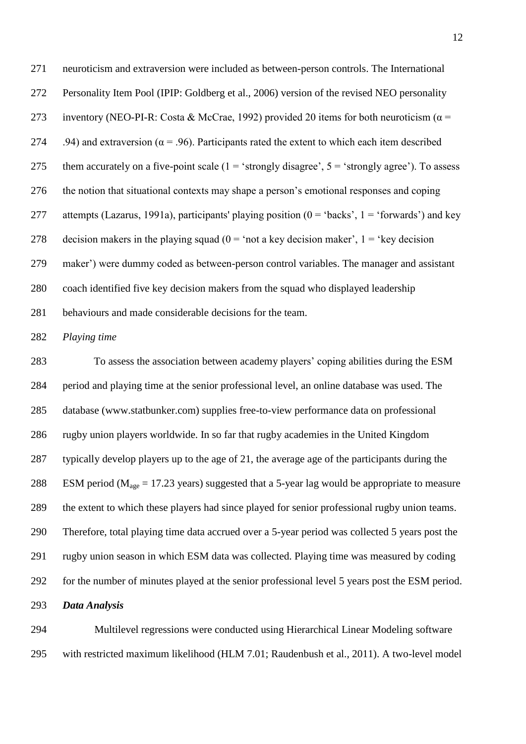neuroticism and extraversion were included as between-person controls. The International Personality Item Pool (IPIP: Goldberg et al., 2006) version of the revised NEO personality inventory (NEO-PI-R: Costa & McCrae, 1992) provided 20 items for both neuroticism ($\alpha$ = .94) and extraversion ($\alpha$ = .96). Participants rated the extent to which each item described them accurately on a five-point scale (1 = 'strongly disagree', 5 = 'strongly agree'). To assess the notion that situational contexts may shape a person's emotional responses and coping attempts (Lazarus, 1991a), participants' playing position (0 = 'backs', 1 = 'forwards') and key decision makers in the playing squad (0 = 'not a key decision maker', 1 = 'key decision maker') were dummy coded as between-person control variables. The manager and assistant coach identified five key decision makers from the squad who displayed leadership behaviours and made considerable decisions for the team.

*Playing time*

To assess the association between academy players' coping abilities during the ESM period and playing time at the senior professional level, an online database was used. The database (www.statbunker.com) supplies free-to-view performance data on professional rugby union players worldwide. In so far that rugby academies in the United Kingdom typically develop players up to the age of 21, the average age of the participants during the ESM period ($M_{age}$ = 17.23 years) suggested that a 5-year lag would be appropriate to measure the extent to which these players had since played for senior professional rugby union teams. Therefore, total playing time data accrued over a 5-year period was collected 5 years post the rugby union season in which ESM data was collected. Playing time was measured by coding for the number of minutes played at the senior professional level 5 years post the ESM period.

***Data Analysis***

Multilevel regressions were conducted using Hierarchical Linear Modeling software with restricted maximum likelihood (HLM 7.01; Raudenbush et al., 2011). A two-level model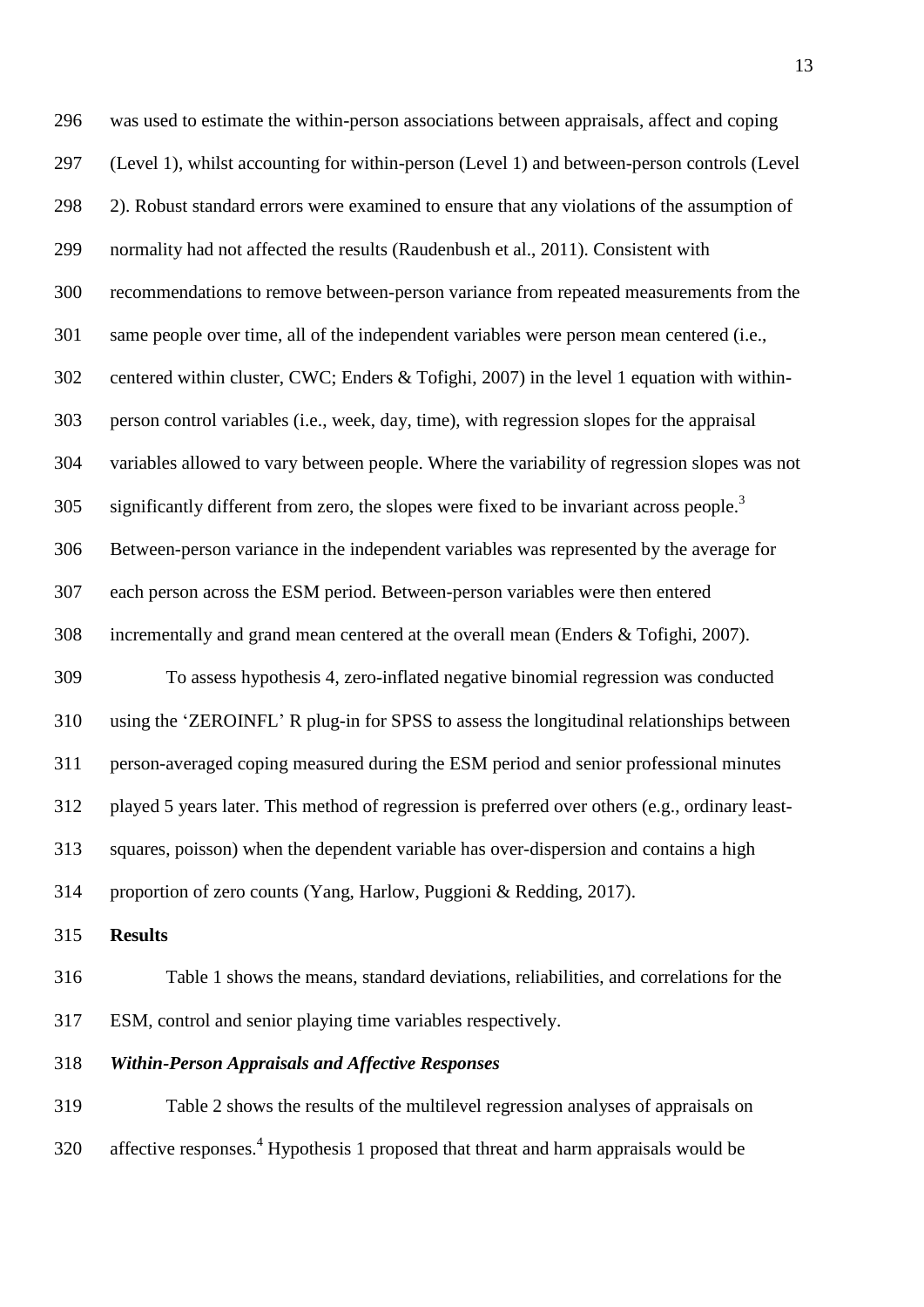was used to estimate the within-person associations between appraisals, affect and coping (Level 1), whilst accounting for within-person (Level 1) and between-person controls (Level 2). Robust standard errors were examined to ensure that any violations of the assumption of normality had not affected the results (Raudenbush et al., 2011). Consistent with recommendations to remove between-person variance from repeated measurements from the same people over time, all of the independent variables were person mean centered (i.e., centered within cluster, CWC; Enders & Tofighi, 2007) in the level 1 equation with within-person control variables (i.e., week, day, time), with regression slopes for the appraisal variables allowed to vary between people. Where the variability of regression slopes was not significantly different from zero, the slopes were fixed to be invariant across people.[3] Between-person variance in the independent variables was represented by the average for each person across the ESM period. Between-person variables were then entered incrementally and grand mean centered at the overall mean (Enders & Tofighi, 2007).

To assess hypothesis 4, zero-inflated negative binomial regression was conducted using the 'ZEROINFL' R plug-in for SPSS to assess the longitudinal relationships between person-averaged coping measured during the ESM period and senior professional minutes played 5 years later. This method of regression is preferred over others (e.g., ordinary least-squares, poisson) when the dependent variable has over-dispersion and contains a high proportion of zero counts (Yang, Harlow, Puggioni & Redding, 2017).

## Results

Table 1 shows the means, standard deviations, reliabilities, and correlations for the ESM, control and senior playing time variables respectively.

### *Within-Person Appraisals and Affective Responses*

Table 2 shows the results of the multilevel regression analyses of appraisals on affective responses.[4] Hypothesis 1 proposed that threat and harm appraisals would be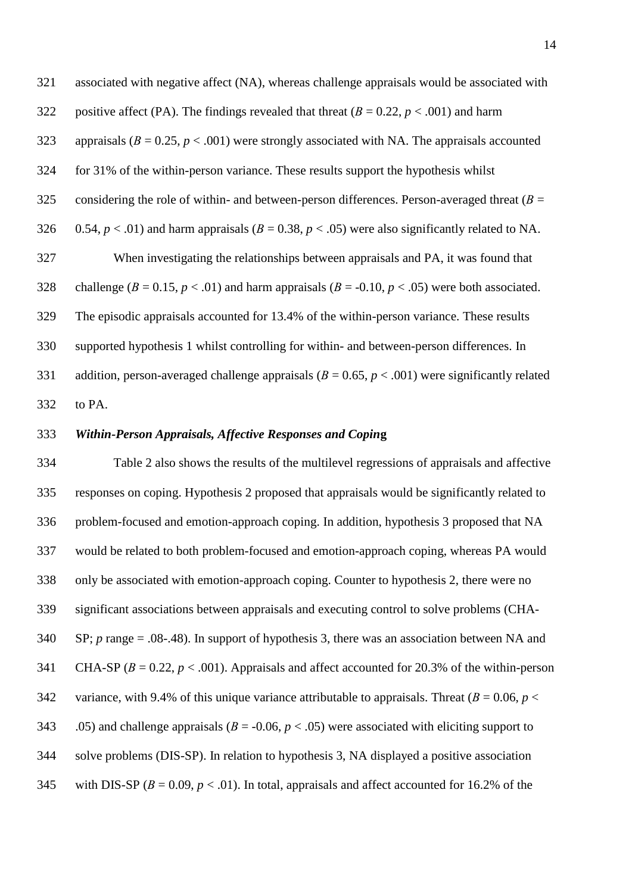associated with negative affect (NA), whereas challenge appraisals would be associated with positive affect (PA). The findings revealed that threat ($B = 0.22$, $p < .001$) and harm appraisals ($B = 0.25$, $p < .001$) were strongly associated with NA. The appraisals accounted for 31% of the within-person variance. These results support the hypothesis whilst considering the role of within- and between-person differences. Person-averaged threat ($B = 0.54$, $p < .01$) and harm appraisals ($B = 0.38$, $p < .05$) were also significantly related to NA.

When investigating the relationships between appraisals and PA, it was found that challenge ($B = 0.15$, $p < .01$) and harm appraisals ($B = -0.10$, $p < .05$) were both associated. The episodic appraisals accounted for 13.4% of the within-person variance. These results supported hypothesis 1 whilst controlling for within- and between-person differences. In addition, person-averaged challenge appraisals ($B = 0.65$, $p < .001$) were significantly related to PA.

### *Within-Person Appraisals, Affective Responses and Coping*

Table 2 also shows the results of the multilevel regressions of appraisals and affective responses on coping. Hypothesis 2 proposed that appraisals would be significantly related to problem-focused and emotion-approach coping. In addition, hypothesis 3 proposed that NA would be related to both problem-focused and emotion-approach coping, whereas PA would only be associated with emotion-approach coping. Counter to hypothesis 2, there were no significant associations between appraisals and executing control to solve problems (CHA-SP; $p$ range = .08-.48). In support of hypothesis 3, there was an association between NA and CHA-SP ($B = 0.22$, $p < .001$). Appraisals and affect accounted for 20.3% of the within-person variance, with 9.4% of this unique variance attributable to appraisals. Threat ($B = 0.06$, $p < .05$) and challenge appraisals ($B = -0.06$, $p < .05$) were associated with eliciting support to solve problems (DIS-SP). In relation to hypothesis 3, NA displayed a positive association with DIS-SP ($B = 0.09$, $p < .01$). In total, appraisals and affect accounted for 16.2% of the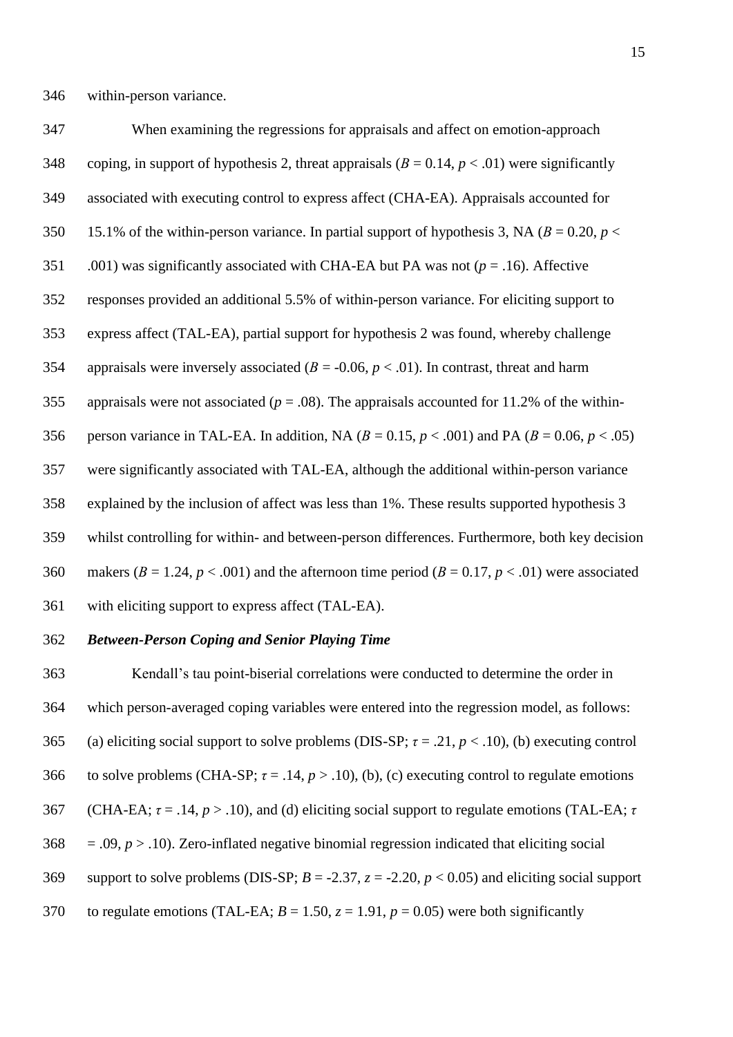within-person variance.

When examining the regressions for appraisals and affect on emotion-approach coping, in support of hypothesis 2, threat appraisals ($B = 0.14$, $p < .01$) were significantly associated with executing control to express affect (CHA-EA). Appraisals accounted for 15.1% of the within-person variance. In partial support of hypothesis 3, NA ($B = 0.20$, $p < .001$) was significantly associated with CHA-EA but PA was not ($p = .16$). Affective responses provided an additional 5.5% of within-person variance. For eliciting support to express affect (TAL-EA), partial support for hypothesis 2 was found, whereby challenge appraisals were inversely associated ($B = -0.06$, $p < .01$). In contrast, threat and harm appraisals were not associated ($p = .08$). The appraisals accounted for 11.2% of the within-person variance in TAL-EA. In addition, NA ($B = 0.15$, $p < .001$) and PA ($B = 0.06$, $p < .05$) were significantly associated with TAL-EA, although the additional within-person variance explained by the inclusion of affect was less than 1%. These results supported hypothesis 3 whilst controlling for within- and between-person differences. Furthermore, both key decision makers ($B = 1.24$, $p < .001$) and the afternoon time period ($B = 0.17$, $p < .01$) were associated with eliciting support to express affect (TAL-EA).

***Between-Person Coping and Senior Playing Time***

Kendall's tau point-biserial correlations were conducted to determine the order in which person-averaged coping variables were entered into the regression model, as follows: (a) eliciting social support to solve problems (DIS-SP; $\tau = .21$, $p < .10$), (b) executing control to solve problems (CHA-SP; $\tau = .14$, $p > .10$), (b), (c) executing control to regulate emotions (CHA-EA; $\tau = .14$, $p > .10$), and (d) eliciting social support to regulate emotions (TAL-EA; $\tau = .09$, $p > .10$). Zero-inflated negative binomial regression indicated that eliciting social support to solve problems (DIS-SP; $B = -2.37$, $z = -2.20$, $p < 0.05$) and eliciting social support to regulate emotions (TAL-EA; $B = 1.50$, $z = 1.91$, $p = 0.05$) were both significantly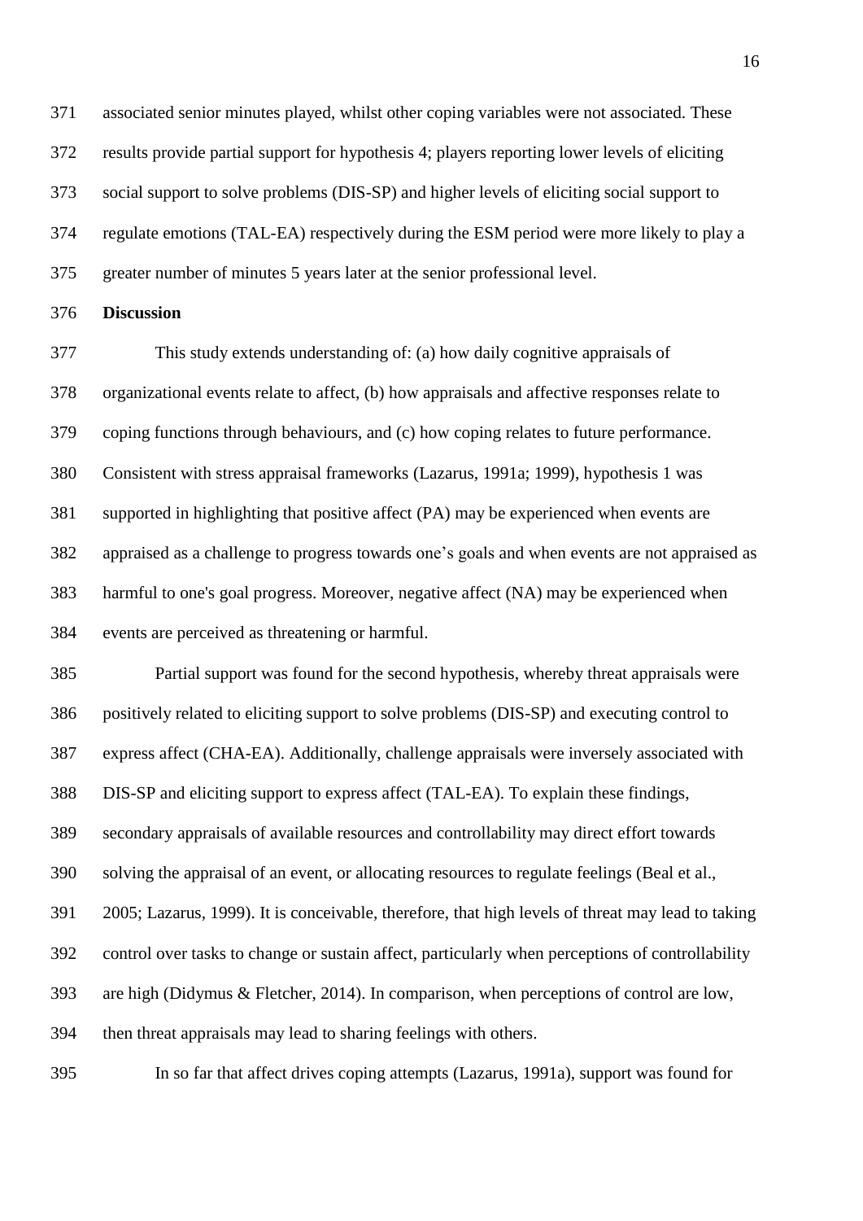associated senior minutes played, whilst other coping variables were not associated. These results provide partial support for hypothesis 4; players reporting lower levels of eliciting social support to solve problems (DIS-SP) and higher levels of eliciting social support to regulate emotions (TAL-EA) respectively during the ESM period were more likely to play a greater number of minutes 5 years later at the senior professional level.

## Discussion

This study extends understanding of: (a) how daily cognitive appraisals of organizational events relate to affect, (b) how appraisals and affective responses relate to coping functions through behaviours, and (c) how coping relates to future performance. Consistent with stress appraisal frameworks (Lazarus, 1991a; 1999), hypothesis 1 was supported in highlighting that positive affect (PA) may be experienced when events are appraised as a challenge to progress towards one's goals and when events are not appraised as harmful to one's goal progress. Moreover, negative affect (NA) may be experienced when events are perceived as threatening or harmful.

Partial support was found for the second hypothesis, whereby threat appraisals were positively related to eliciting support to solve problems (DIS-SP) and executing control to express affect (CHA-EA). Additionally, challenge appraisals were inversely associated with DIS-SP and eliciting support to express affect (TAL-EA). To explain these findings, secondary appraisals of available resources and controllability may direct effort towards solving the appraisal of an event, or allocating resources to regulate feelings (Beal et al., 2005; Lazarus, 1999). It is conceivable, therefore, that high levels of threat may lead to taking control over tasks to change or sustain affect, particularly when perceptions of controllability are high (Didymus & Fletcher, 2014). In comparison, when perceptions of control are low, then threat appraisals may lead to sharing feelings with others.

In so far that affect drives coping attempts (Lazarus, 1991a), support was found for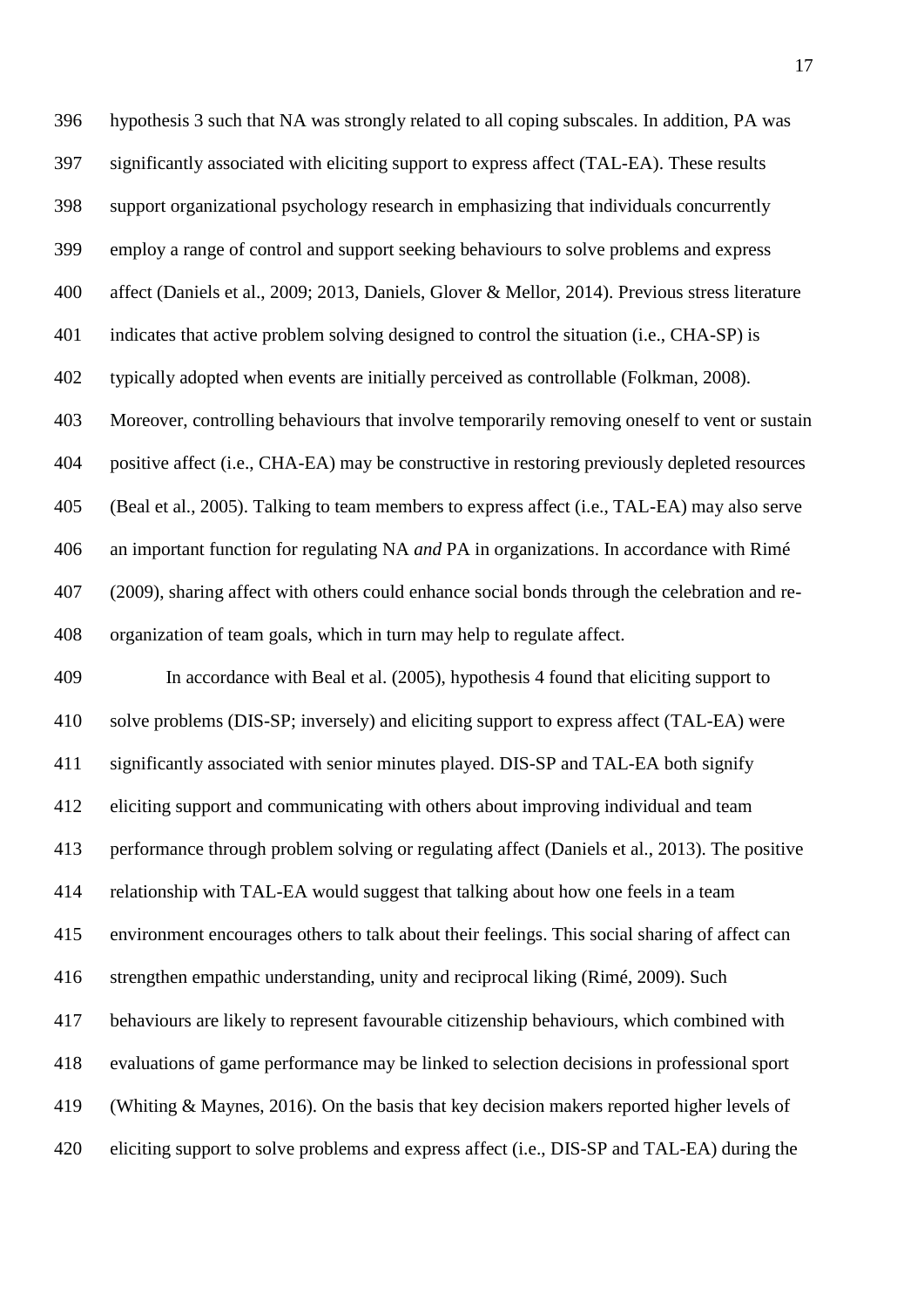hypothesis 3 such that NA was strongly related to all coping subscales. In addition, PA was significantly associated with eliciting support to express affect (TAL-EA). These results support organizational psychology research in emphasizing that individuals concurrently employ a range of control and support seeking behaviours to solve problems and express affect (Daniels et al., 2009; 2013, Daniels, Glover & Mellor, 2014). Previous stress literature indicates that active problem solving designed to control the situation (i.e., CHA-SP) is typically adopted when events are initially perceived as controllable (Folkman, 2008). Moreover, controlling behaviours that involve temporarily removing oneself to vent or sustain positive affect (i.e., CHA-EA) may be constructive in restoring previously depleted resources (Beal et al., 2005). Talking to team members to express affect (i.e., TAL-EA) may also serve an important function for regulating NA *and* PA in organizations. In accordance with Rimé (2009), sharing affect with others could enhance social bonds through the celebration and re-organization of team goals, which in turn may help to regulate affect.

In accordance with Beal et al. (2005), hypothesis 4 found that eliciting support to solve problems (DIS-SP; inversely) and eliciting support to express affect (TAL-EA) were significantly associated with senior minutes played. DIS-SP and TAL-EA both signify eliciting support and communicating with others about improving individual and team performance through problem solving or regulating affect (Daniels et al., 2013). The positive relationship with TAL-EA would suggest that talking about how one feels in a team environment encourages others to talk about their feelings. This social sharing of affect can strengthen empathic understanding, unity and reciprocal liking (Rimé, 2009). Such behaviours are likely to represent favourable citizenship behaviours, which combined with evaluations of game performance may be linked to selection decisions in professional sport (Whiting & Maynes, 2016). On the basis that key decision makers reported higher levels of eliciting support to solve problems and express affect (i.e., DIS-SP and TAL-EA) during the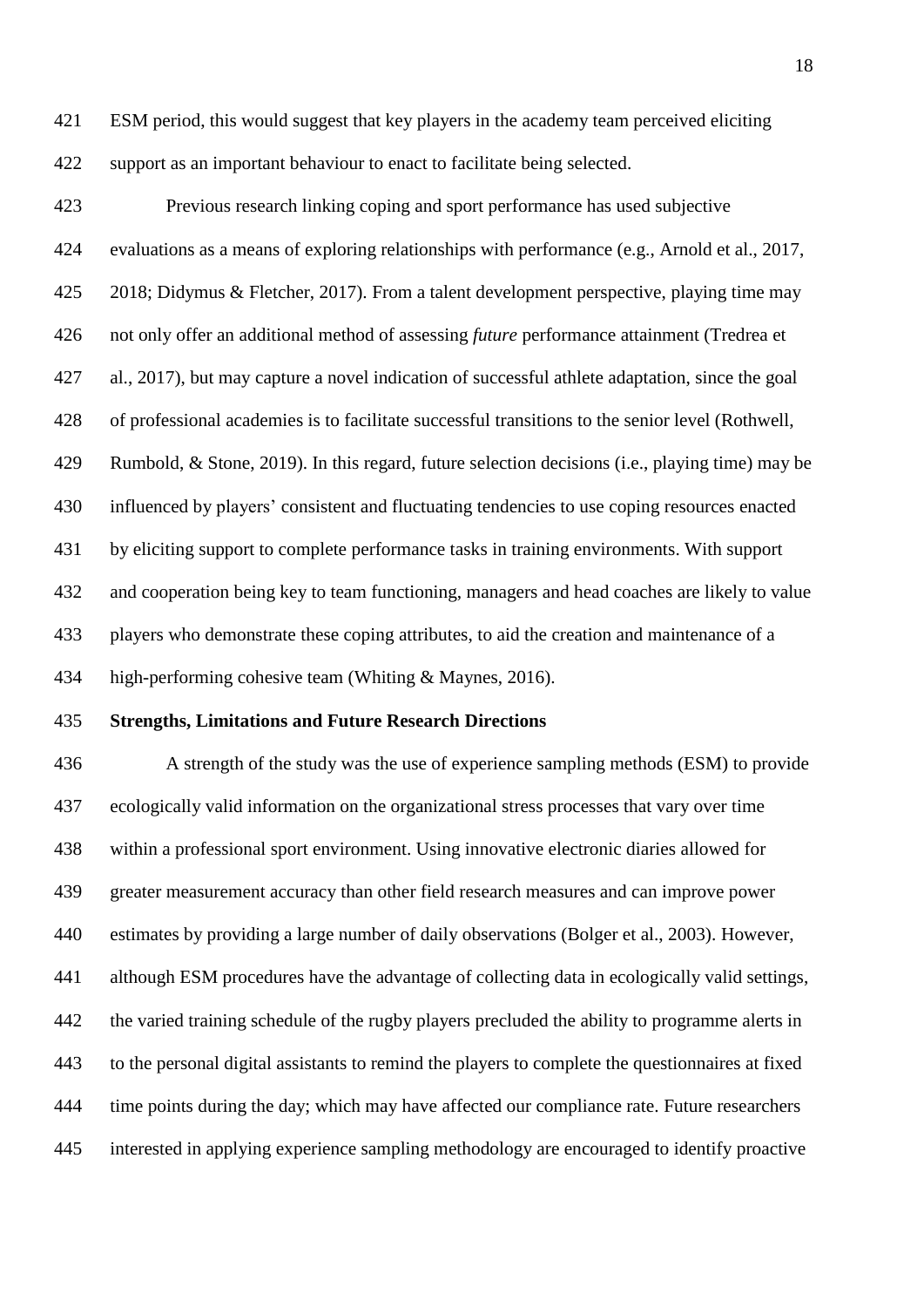ESM period, this would suggest that key players in the academy team perceived eliciting support as an important behaviour to enact to facilitate being selected.

Previous research linking coping and sport performance has used subjective evaluations as a means of exploring relationships with performance (e.g., Arnold et al., 2017, 2018; Didymus & Fletcher, 2017). From a talent development perspective, playing time may not only offer an additional method of assessing *future* performance attainment (Tredrea et al., 2017), but may capture a novel indication of successful athlete adaptation, since the goal of professional academies is to facilitate successful transitions to the senior level (Rothwell, Rumbold, & Stone, 2019). In this regard, future selection decisions (i.e., playing time) may be influenced by players' consistent and fluctuating tendencies to use coping resources enacted by eliciting support to complete performance tasks in training environments. With support and cooperation being key to team functioning, managers and head coaches are likely to value players who demonstrate these coping attributes, to aid the creation and maintenance of a high-performing cohesive team (Whiting & Maynes, 2016).

**Strengths, Limitations and Future Research Directions**

A strength of the study was the use of experience sampling methods (ESM) to provide ecologically valid information on the organizational stress processes that vary over time within a professional sport environment. Using innovative electronic diaries allowed for greater measurement accuracy than other field research measures and can improve power estimates by providing a large number of daily observations (Bolger et al., 2003). However, although ESM procedures have the advantage of collecting data in ecologically valid settings, the varied training schedule of the rugby players precluded the ability to programme alerts in to the personal digital assistants to remind the players to complete the questionnaires at fixed time points during the day; which may have affected our compliance rate. Future researchers interested in applying experience sampling methodology are encouraged to identify proactive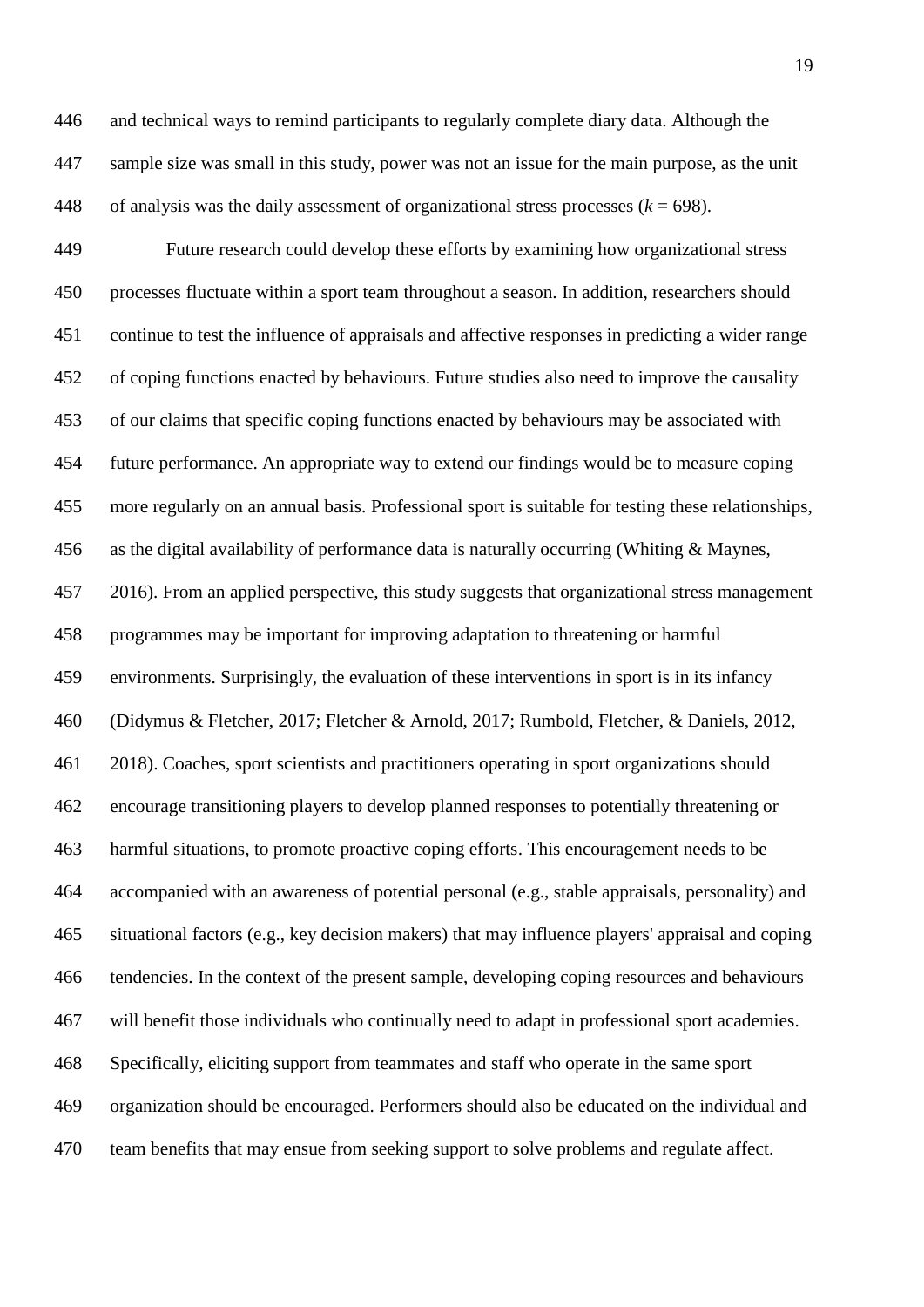and technical ways to remind participants to regularly complete diary data. Although the sample size was small in this study, power was not an issue for the main purpose, as the unit of analysis was the daily assessment of organizational stress processes ($k = 698$).

Future research could develop these efforts by examining how organizational stress processes fluctuate within a sport team throughout a season. In addition, researchers should continue to test the influence of appraisals and affective responses in predicting a wider range of coping functions enacted by behaviours. Future studies also need to improve the causality of our claims that specific coping functions enacted by behaviours may be associated with future performance. An appropriate way to extend our findings would be to measure coping more regularly on an annual basis. Professional sport is suitable for testing these relationships, as the digital availability of performance data is naturally occurring (Whiting & Maynes, 2016). From an applied perspective, this study suggests that organizational stress management programmes may be important for improving adaptation to threatening or harmful environments. Surprisingly, the evaluation of these interventions in sport is in its infancy (Didymus & Fletcher, 2017; Fletcher & Arnold, 2017; Rumbold, Fletcher, & Daniels, 2012, 2018). Coaches, sport scientists and practitioners operating in sport organizations should encourage transitioning players to develop planned responses to potentially threatening or harmful situations, to promote proactive coping efforts. This encouragement needs to be accompanied with an awareness of potential personal (e.g., stable appraisals, personality) and situational factors (e.g., key decision makers) that may influence players' appraisal and coping tendencies. In the context of the present sample, developing coping resources and behaviours will benefit those individuals who continually need to adapt in professional sport academies. Specifically, eliciting support from teammates and staff who operate in the same sport organization should be encouraged. Performers should also be educated on the individual and team benefits that may ensue from seeking support to solve problems and regulate affect.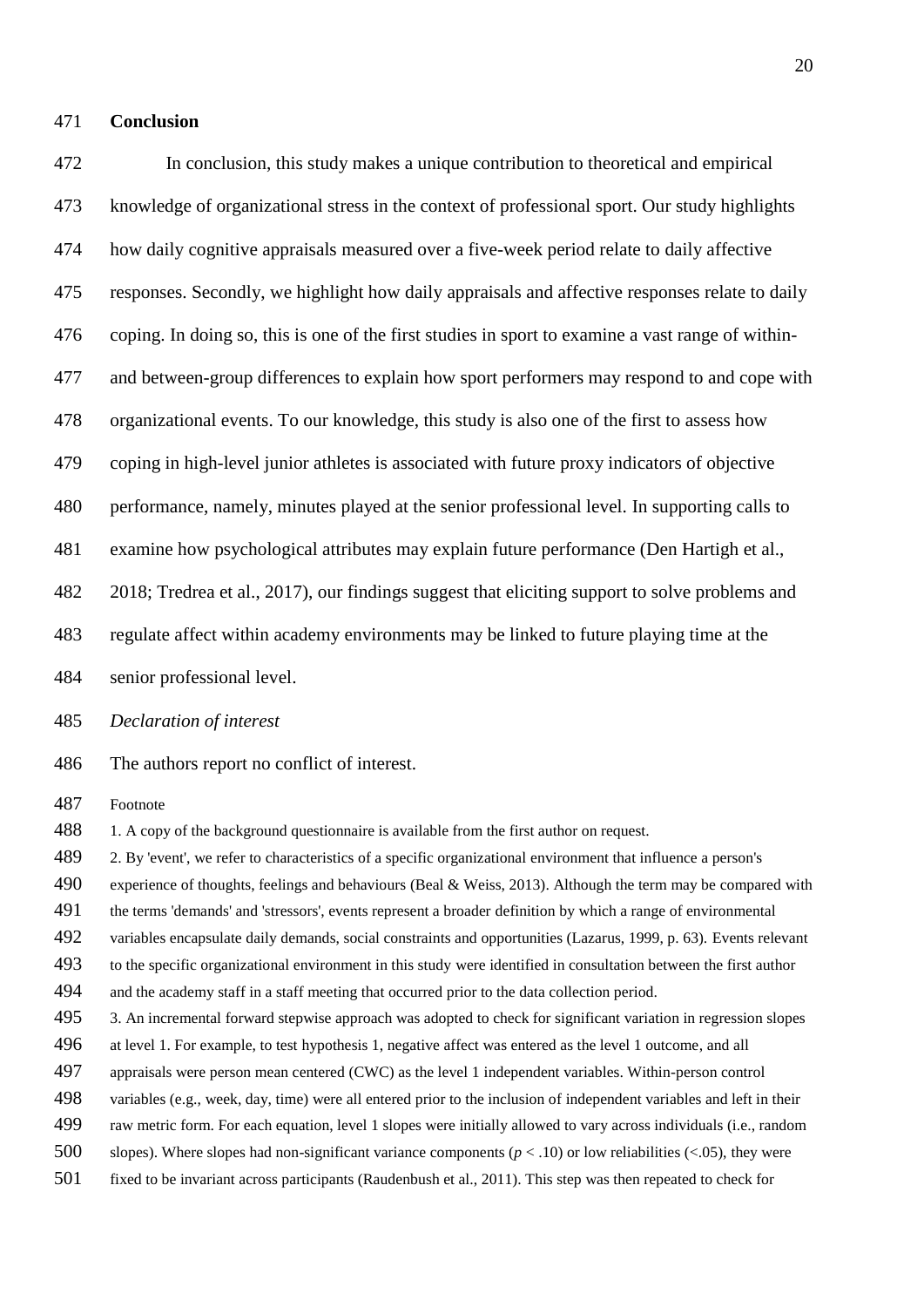## Conclusion

In conclusion, this study makes a unique contribution to theoretical and empirical knowledge of organizational stress in the context of professional sport. Our study highlights how daily cognitive appraisals measured over a five-week period relate to daily affective responses. Secondly, we highlight how daily appraisals and affective responses relate to daily coping. In doing so, this is one of the first studies in sport to examine a vast range of within- and between-group differences to explain how sport performers may respond to and cope with organizational events. To our knowledge, this study is also one of the first to assess how coping in high-level junior athletes is associated with future proxy indicators of objective performance, namely, minutes played at the senior professional level. In supporting calls to examine how psychological attributes may explain future performance (Den Hartigh et al., 2018; Tredrea et al., 2017), our findings suggest that eliciting support to solve problems and regulate affect within academy environments may be linked to future playing time at the senior professional level.

*Declaration of interest*

The authors report no conflict of interest.

Footnote

1. A copy of the background questionnaire is available from the first author on request.
2. By 'event', we refer to characteristics of a specific organizational environment that influence a person's experience of thoughts, feelings and behaviours (Beal & Weiss, 2013). Although the term may be compared with the terms 'demands' and 'stressors', events represent a broader definition by which a range of environmental variables encapsulate daily demands, social constraints and opportunities (Lazarus, 1999, p. 63). Events relevant to the specific organizational environment in this study were identified in consultation between the first author and the academy staff in a staff meeting that occurred prior to the data collection period.
3. An incremental forward stepwise approach was adopted to check for significant variation in regression slopes at level 1. For example, to test hypothesis 1, negative affect was entered as the level 1 outcome, and all appraisals were person mean centered (CWC) as the level 1 independent variables. Within-person control variables (e.g., week, day, time) were all entered prior to the inclusion of independent variables and left in their raw metric form. For each equation, level 1 slopes were initially allowed to vary across individuals (i.e., random slopes). Where slopes had non-significant variance components ($p < .10$) or low reliabilities ($<.05$), they were fixed to be invariant across participants (Raudenbush et al., 2011). This step was then repeated to check for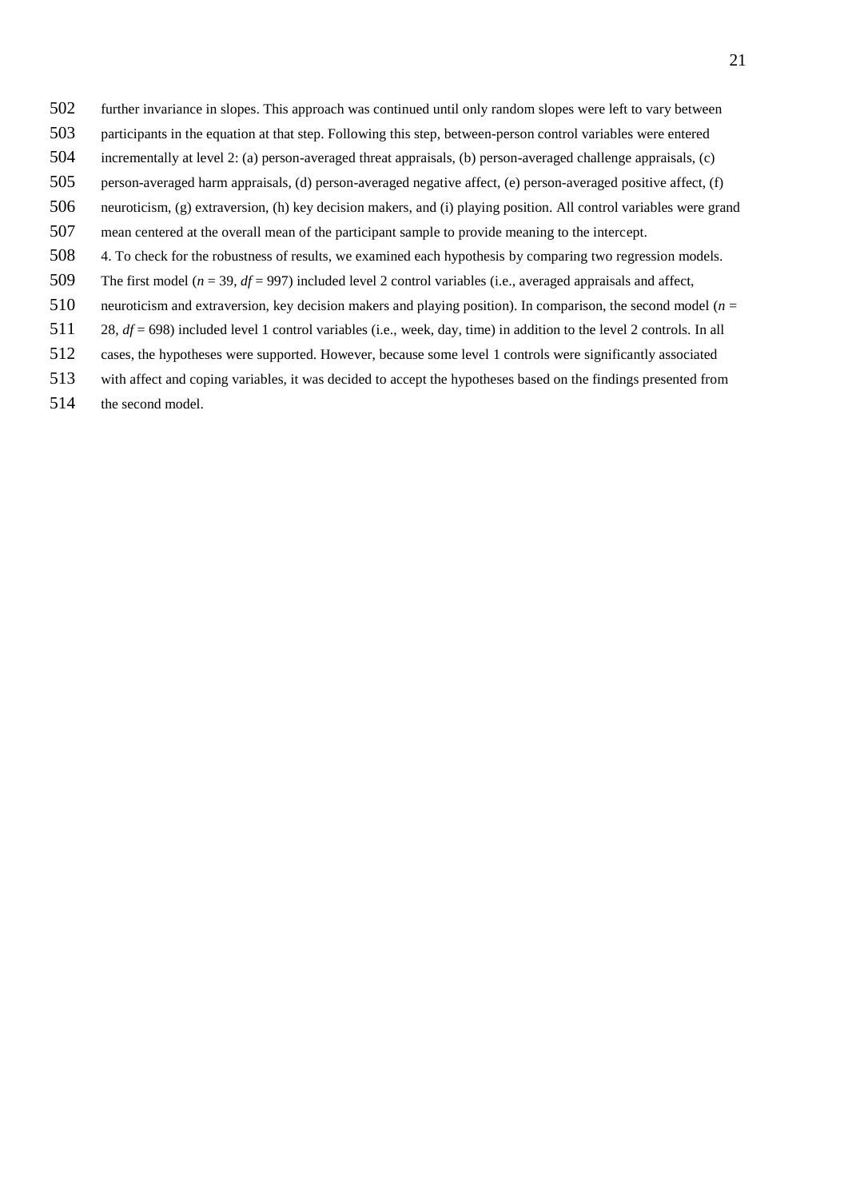further invariance in slopes. This approach was continued until only random slopes were left to vary between participants in the equation at that step. Following this step, between-person control variables were entered incrementally at level 2: (a) person-averaged threat appraisals, (b) person-averaged challenge appraisals, (c) person-averaged harm appraisals, (d) person-averaged negative affect, (e) person-averaged positive affect, (f) neuroticism, (g) extraversion, (h) key decision makers, and (i) playing position. All control variables were grand mean centered at the overall mean of the participant sample to provide meaning to the intercept.

4. To check for the robustness of results, we examined each hypothesis by comparing two regression models. The first model ($n$ = 39, $df$ = 997) included level 2 control variables (i.e., averaged appraisals and affect, neuroticism and extraversion, key decision makers and playing position). In comparison, the second model ($n$ = 28, $df$ = 698) included level 1 control variables (i.e., week, day, time) in addition to the level 2 controls. In all cases, the hypotheses were supported. However, because some level 1 controls were significantly associated with affect and coping variables, it was decided to accept the hypotheses based on the findings presented from the second model.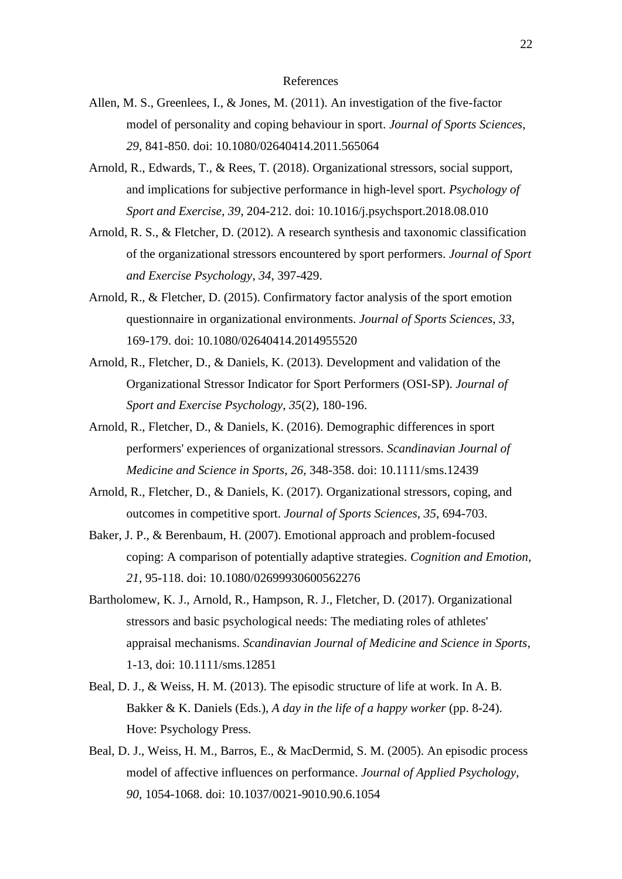# References

Allen, M. S., Greenlees, I., & Jones, M. (2011). An investigation of the five-factor model of personality and coping behaviour in sport. *Journal of Sports Sciences*, *29*, 841-850. doi: 10.1080/02640414.2011.565064

Arnold, R., Edwards, T., & Rees, T. (2018). Organizational stressors, social support, and implications for subjective performance in high-level sport. *Psychology of Sport and Exercise*, *39*, 204-212. doi: 10.1016/j.psychsport.2018.08.010

Arnold, R. S., & Fletcher, D. (2012). A research synthesis and taxonomic classification of the organizational stressors encountered by sport performers. *Journal of Sport and Exercise Psychology*, *34*, 397-429.

Arnold, R., & Fletcher, D. (2015). Confirmatory factor analysis of the sport emotion questionnaire in organizational environments. *Journal of Sports Sciences*, *33*, 169-179. doi: 10.1080/02640414.2014955520

Arnold, R., Fletcher, D., & Daniels, K. (2013). Development and validation of the Organizational Stressor Indicator for Sport Performers (OSI-SP). *Journal of Sport and Exercise Psychology*, *35*(2), 180-196.

Arnold, R., Fletcher, D., & Daniels, K. (2016). Demographic differences in sport performers' experiences of organizational stressors. *Scandinavian Journal of Medicine and Science in Sports*, *26*, 348-358. doi: 10.1111/sms.12439

Arnold, R., Fletcher, D., & Daniels, K. (2017). Organizational stressors, coping, and outcomes in competitive sport. *Journal of Sports Sciences*, *35*, 694-703.

Baker, J. P., & Berenbaum, H. (2007). Emotional approach and problem-focused coping: A comparison of potentially adaptive strategies. *Cognition and Emotion*, *21*, 95-118. doi: 10.1080/02699930600562276

Bartholomew, K. J., Arnold, R., Hampson, R. J., Fletcher, D. (2017). Organizational stressors and basic psychological needs: The mediating roles of athletes' appraisal mechanisms. *Scandinavian Journal of Medicine and Science in Sports*, 1-13, doi: 10.1111/sms.12851

Beal, D. J., & Weiss, H. M. (2013). The episodic structure of life at work. In A. B. Bakker & K. Daniels (Eds.), *A day in the life of a happy worker* (pp. 8-24). Hove: Psychology Press.

Beal, D. J., Weiss, H. M., Barros, E., & MacDermid, S. M. (2005). An episodic process model of affective influences on performance. *Journal of Applied Psychology*, *90*, 1054-1068. doi: 10.1037/0021-9010.90.6.1054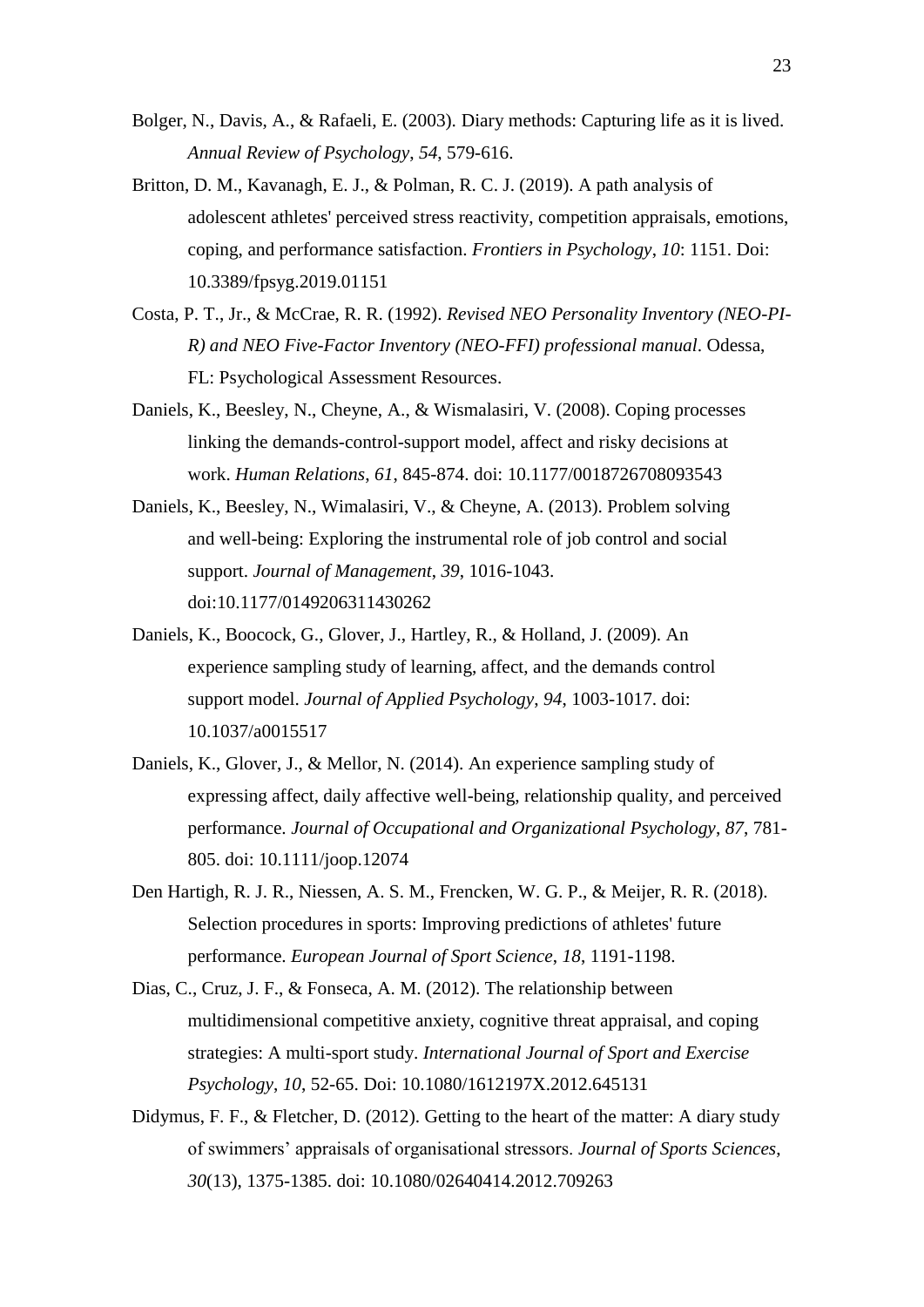Bolger, N., Davis, A., & Rafaeli, E. (2003). Diary methods: Capturing life as it is lived. *Annual Review of Psychology*, *54*, 579-616.

Britton, D. M., Kavanagh, E. J., & Polman, R. C. J. (2019). A path analysis of adolescent athletes' perceived stress reactivity, competition appraisals, emotions, coping, and performance satisfaction. *Frontiers in Psychology*, *10*: 1151. Doi: 10.3389/fpsyg.2019.01151

Costa, P. T., Jr., & McCrae, R. R. (1992). *Revised NEO Personality Inventory (NEO-PI-R) and NEO Five-Factor Inventory (NEO-FFI) professional manual*. Odessa, FL: Psychological Assessment Resources.

Daniels, K., Beesley, N., Cheyne, A., & Wismalasiri, V. (2008). Coping processes linking the demands-control-support model, affect and risky decisions at work. *Human Relations*, *61*, 845-874. doi: 10.1177/0018726708093543

Daniels, K., Beesley, N., Wimalasiri, V., & Cheyne, A. (2013). Problem solving and well-being: Exploring the instrumental role of job control and social support. *Journal of Management*, *39*, 1016-1043. doi:10.1177/0149206311430262

Daniels, K., Boocock, G., Glover, J., Hartley, R., & Holland, J. (2009). An experience sampling study of learning, affect, and the demands control support model. *Journal of Applied Psychology*, *94*, 1003-1017. doi: 10.1037/a0015517

Daniels, K., Glover, J., & Mellor, N. (2014). An experience sampling study of expressing affect, daily affective well-being, relationship quality, and perceived performance. *Journal of Occupational and Organizational Psychology*, *87*, 781-805. doi: 10.1111/joop.12074

Den Hartigh, R. J. R., Niessen, A. S. M., Frencken, W. G. P., & Meijer, R. R. (2018). Selection procedures in sports: Improving predictions of athletes' future performance. *European Journal of Sport Science*, *18*, 1191-1198.

Dias, C., Cruz, J. F., & Fonseca, A. M. (2012). The relationship between multidimensional competitive anxiety, cognitive threat appraisal, and coping strategies: A multi-sport study. *International Journal of Sport and Exercise Psychology*, *10*, 52-65. Doi: 10.1080/1612197X.2012.645131

Didymus, F. F., & Fletcher, D. (2012). Getting to the heart of the matter: A diary study of swimmers' appraisals of organisational stressors. *Journal of Sports Sciences*, *30*(13), 1375-1385. doi: 10.1080/02640414.2012.709263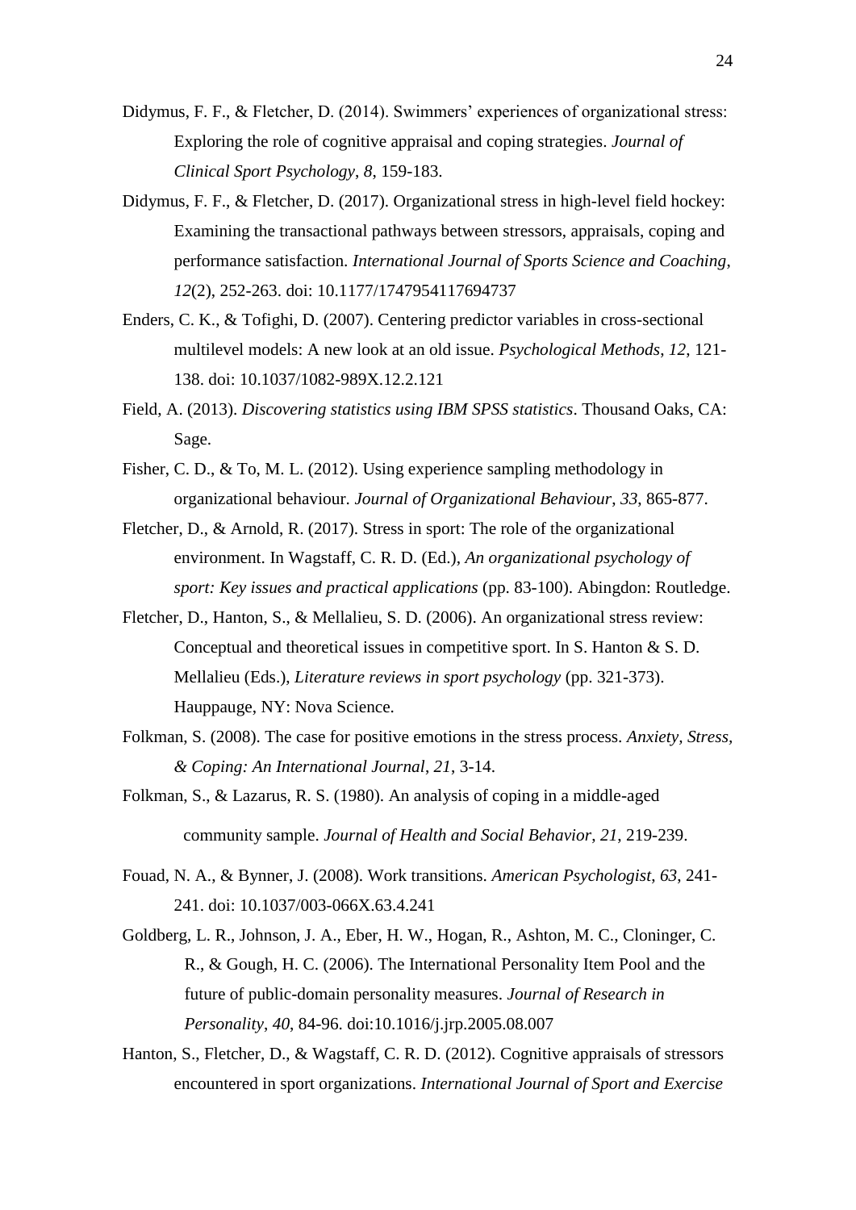Didymus, F. F., & Fletcher, D. (2014). Swimmers' experiences of organizational stress: Exploring the role of cognitive appraisal and coping strategies. *Journal of Clinical Sport Psychology*, *8*, 159-183.

Didymus, F. F., & Fletcher, D. (2017). Organizational stress in high-level field hockey: Examining the transactional pathways between stressors, appraisals, coping and performance satisfaction. *International Journal of Sports Science and Coaching*, *12*(2), 252-263. doi: 10.1177/1747954117694737

Enders, C. K., & Tofighi, D. (2007). Centering predictor variables in cross-sectional multilevel models: A new look at an old issue. *Psychological Methods, 12*, 121-138. doi: 10.1037/1082-989X.12.2.121

Field, A. (2013). *Discovering statistics using IBM SPSS statistics*. Thousand Oaks, CA: Sage.

Fisher, C. D., & To, M. L. (2012). Using experience sampling methodology in organizational behaviour. *Journal of Organizational Behaviour*, *33*, 865-877.

Fletcher, D., & Arnold, R. (2017). Stress in sport: The role of the organizational environment. In Wagstaff, C. R. D. (Ed.), *An organizational psychology of sport: Key issues and practical applications* (pp. 83-100). Abingdon: Routledge.

Fletcher, D., Hanton, S., & Mellalieu, S. D. (2006). An organizational stress review: Conceptual and theoretical issues in competitive sport. In S. Hanton & S. D. Mellalieu (Eds.), *Literature reviews in sport psychology* (pp. 321-373). Hauppauge, NY: Nova Science.

Folkman, S. (2008). The case for positive emotions in the stress process. *Anxiety, Stress, & Coping: An International Journal*, *21*, 3-14.

Folkman, S., & Lazarus, R. S. (1980). An analysis of coping in a middle-aged community sample. *Journal of Health and Social Behavior*, *21*, 219-239.

Fouad, N. A., & Bynner, J. (2008). Work transitions. *American Psychologist*, *63*, 241-241. doi: 10.1037/003-066X.63.4.241

Goldberg, L. R., Johnson, J. A., Eber, H. W., Hogan, R., Ashton, M. C., Cloninger, C. R., & Gough, H. C. (2006). The International Personality Item Pool and the future of public-domain personality measures. *Journal of Research in Personality*, *40*, 84-96. doi:10.1016/j.jrp.2005.08.007

Hanton, S., Fletcher, D., & Wagstaff, C. R. D. (2012). Cognitive appraisals of stressors encountered in sport organizations. *International Journal of Sport and Exercise*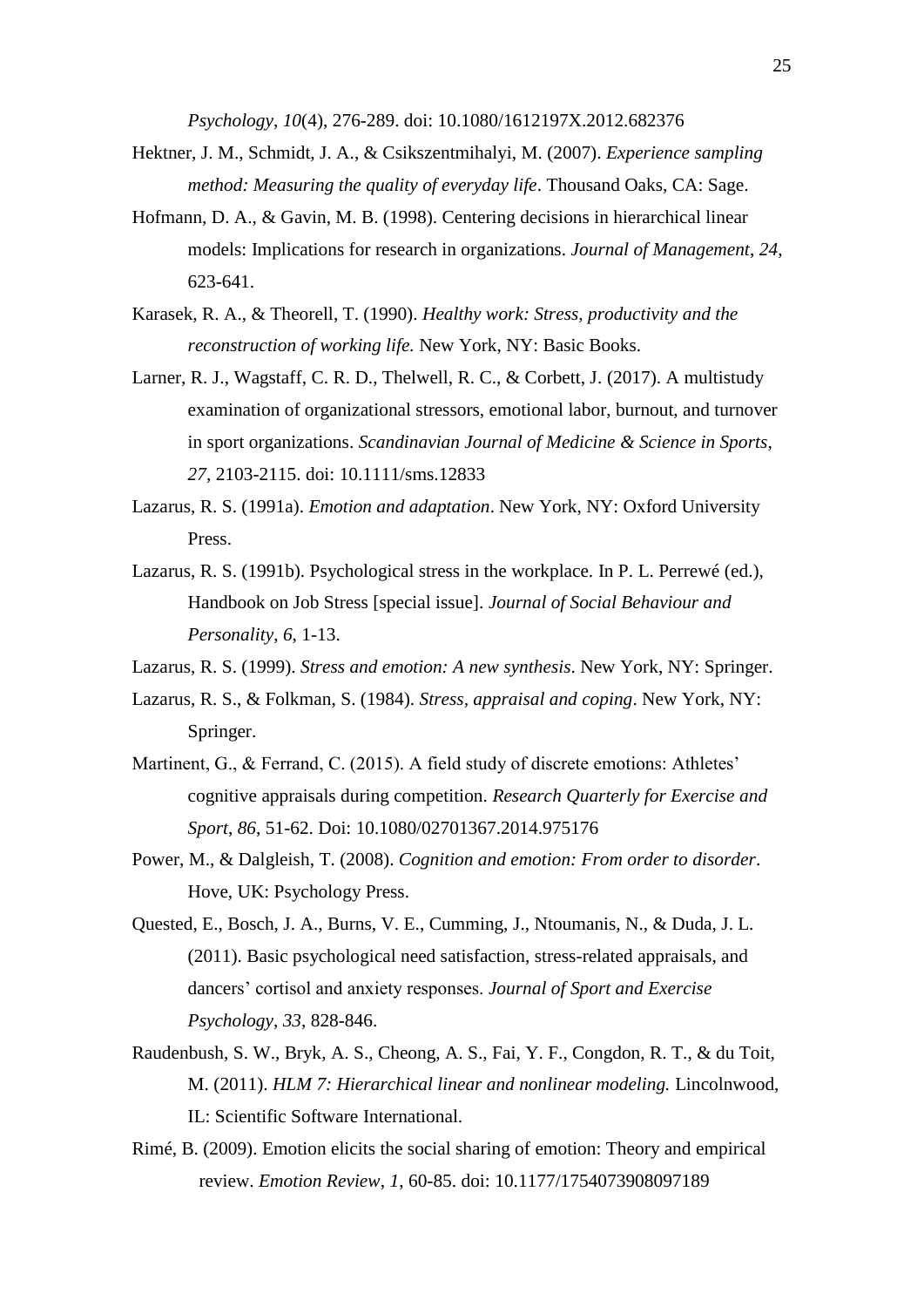*Psychology*, *10*(4), 276-289. doi: 10.1080/1612197X.2012.682376

Hektner, J. M., Schmidt, J. A., & Csikszentmihalyi, M. (2007). *Experience sampling method: Measuring the quality of everyday life*. Thousand Oaks, CA: Sage.

Hofmann, D. A., & Gavin, M. B. (1998). Centering decisions in hierarchical linear models: Implications for research in organizations. *Journal of Management*, *24*, 623-641.

Karasek, R. A., & Theorell, T. (1990). *Healthy work: Stress, productivity and the reconstruction of working life.* New York, NY: Basic Books.

Larner, R. J., Wagstaff, C. R. D., Thelwell, R. C., & Corbett, J. (2017). A multistudy examination of organizational stressors, emotional labor, burnout, and turnover in sport organizations. *Scandinavian Journal of Medicine & Science in Sports*, *27*, 2103-2115. doi: 10.1111/sms.12833

Lazarus, R. S. (1991a). *Emotion and adaptation*. New York, NY: Oxford University Press.

Lazarus, R. S. (1991b). Psychological stress in the workplace. In P. L. Perrewé (ed.), Handbook on Job Stress [special issue]. *Journal of Social Behaviour and Personality*, *6*, 1-13.

Lazarus, R. S. (1999). *Stress and emotion: A new synthesis*. New York, NY: Springer.

Lazarus, R. S., & Folkman, S. (1984). *Stress, appraisal and coping*. New York, NY: Springer.

Martinent, G., & Ferrand, C. (2015). A field study of discrete emotions: Athletes' cognitive appraisals during competition. *Research Quarterly for Exercise and Sport*, *86*, 51-62. Doi: 10.1080/02701367.2014.975176

Power, M., & Dalgleish, T. (2008). *Cognition and emotion: From order to disorder*. Hove, UK: Psychology Press.

Quested, E., Bosch, J. A., Burns, V. E., Cumming, J., Ntoumanis, N., & Duda, J. L. (2011). Basic psychological need satisfaction, stress-related appraisals, and dancers' cortisol and anxiety responses. *Journal of Sport and Exercise Psychology*, *33*, 828-846.

Raudenbush, S. W., Bryk, A. S., Cheong, A. S., Fai, Y. F., Congdon, R. T., & du Toit, M. (2011). *HLM 7: Hierarchical linear and nonlinear modeling.* Lincolnwood, IL: Scientific Software International.

Rimé, B. (2009). Emotion elicits the social sharing of emotion: Theory and empirical review. *Emotion Review*, *1*, 60-85. doi: 10.1177/1754073908097189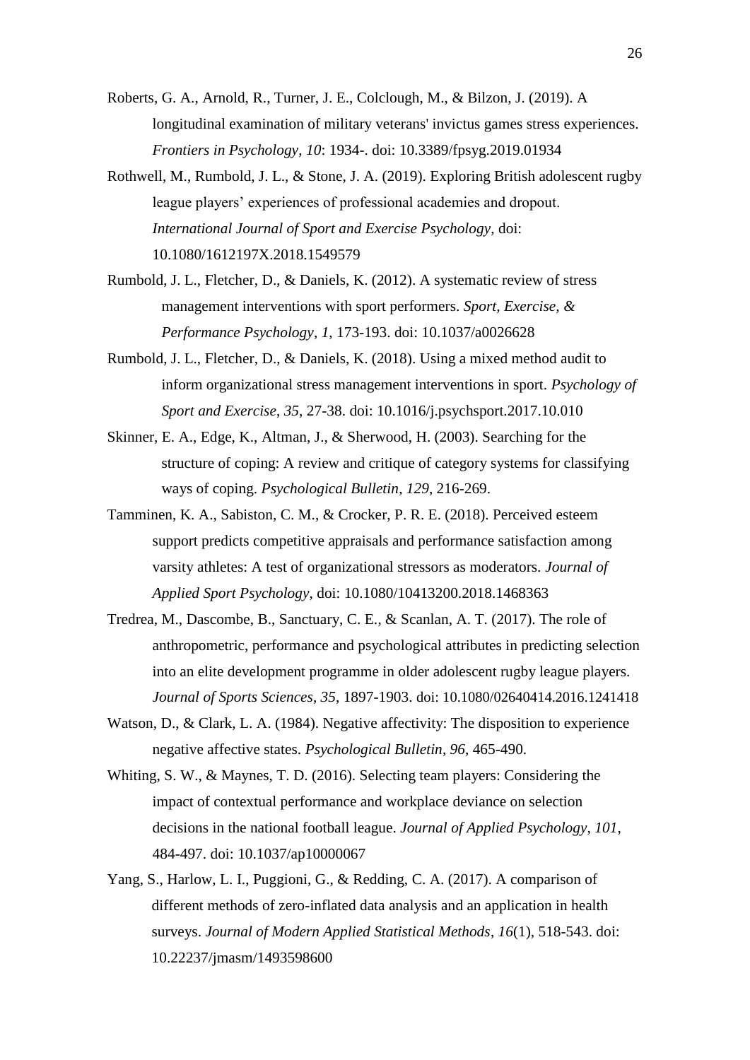Roberts, G. A., Arnold, R., Turner, J. E., Colclough, M., & Bilzon, J. (2019). A longitudinal examination of military veterans' invictus games stress experiences. *Frontiers in Psychology*, *10*: 1934-. doi: 10.3389/fpsyg.2019.01934

Rothwell, M., Rumbold, J. L., & Stone, J. A. (2019). Exploring British adolescent rugby league players' experiences of professional academies and dropout. *International Journal of Sport and Exercise Psychology*, doi: 10.1080/1612197X.2018.1549579

Rumbold, J. L., Fletcher, D., & Daniels, K. (2012). A systematic review of stress management interventions with sport performers. *Sport, Exercise, & Performance Psychology*, *1*, 173-193. doi: 10.1037/a0026628

Rumbold, J. L., Fletcher, D., & Daniels, K. (2018). Using a mixed method audit to inform organizational stress management interventions in sport. *Psychology of Sport and Exercise*, *35*, 27-38. doi: 10.1016/j.psychsport.2017.10.010

Skinner, E. A., Edge, K., Altman, J., & Sherwood, H. (2003). Searching for the structure of coping: A review and critique of category systems for classifying ways of coping. *Psychological Bulletin*, *129*, 216-269.

Tamminen, K. A., Sabiston, C. M., & Crocker, P. R. E. (2018). Perceived esteem support predicts competitive appraisals and performance satisfaction among varsity athletes: A test of organizational stressors as moderators. *Journal of Applied Sport Psychology*, doi: 10.1080/10413200.2018.1468363

Tredrea, M., Dascombe, B., Sanctuary, C. E., & Scanlan, A. T. (2017). The role of anthropometric, performance and psychological attributes in predicting selection into an elite development programme in older adolescent rugby league players. *Journal of Sports Sciences*, *35*, 1897-1903. doi: 10.1080/02640414.2016.1241418

Watson, D., & Clark, L. A. (1984). Negative affectivity: The disposition to experience negative affective states. *Psychological Bulletin*, *96*, 465-490.

Whiting, S. W., & Maynes, T. D. (2016). Selecting team players: Considering the impact of contextual performance and workplace deviance on selection decisions in the national football league. *Journal of Applied Psychology*, *101*, 484-497. doi: 10.1037/ap10000067

Yang, S., Harlow, L. I., Puggioni, G., & Redding, C. A. (2017). A comparison of different methods of zero-inflated data analysis and an application in health surveys. *Journal of Modern Applied Statistical Methods*, *16*(1), 518-543. doi: 10.22237/jmasm/1493598600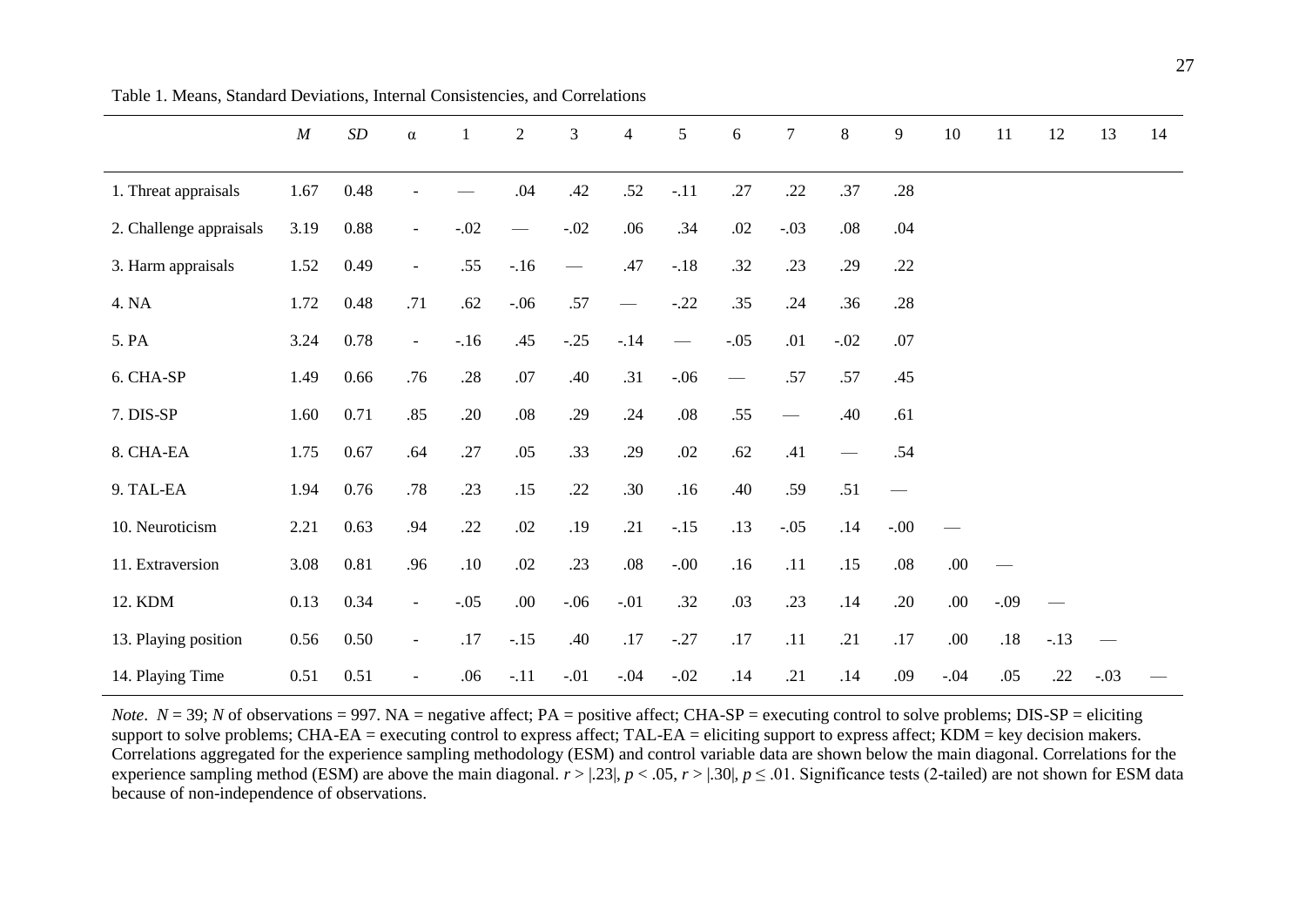Table 1. Means, Standard Deviations, Internal Consistencies, and Correlations

| | *M* | *SD* | α | 1 | 2 | 3 | 4 | 5 | 6 | 7 | 8 | 9 | 10 | 11 | 12 | 13 | 14 |
|---|---|---|---|---|---|---|---|---|---|---|---|---|---|---|---|---|---|
| 1. Threat appraisals | 1.67 | 0.48 | - | — | .04 | .42 | .52 | -.11 | .27 | .22 | .37 | .28 | | | | | |
| 2. Challenge appraisals | 3.19 | 0.88 | - | -.02 | — | -.02 | .06 | .34 | .02 | -.03 | .08 | .04 | | | | | |
| 3. Harm appraisals | 1.52 | 0.49 | - | .55 | -.16 | — | .47 | -.18 | .32 | .23 | .29 | .22 | | | | | |
| 4. NA | 1.72 | 0.48 | .71 | .62 | -.06 | .57 | — | -.22 | .35 | .24 | .36 | .28 | | | | | |
| 5. PA | 3.24 | 0.78 | - | -.16 | .45 | -.25 | -.14 | — | -.05 | .01 | -.02 | .07 | | | | | |
| 6. CHA-SP | 1.49 | 0.66 | .76 | .28 | .07 | .40 | .31 | -.06 | — | .57 | .57 | .45 | | | | | |
| 7. DIS-SP | 1.60 | 0.71 | .85 | .20 | .08 | .29 | .24 | .08 | .55 | — | .40 | .61 | | | | | |
| 8. CHA-EA | 1.75 | 0.67 | .64 | .27 | .05 | .33 | .29 | .02 | .62 | .41 | — | .54 | | | | | |
| 9. TAL-EA | 1.94 | 0.76 | .78 | .23 | .15 | .22 | .30 | .16 | .40 | .59 | .51 | — | | | | | |
| 10. Neuroticism | 2.21 | 0.63 | .94 | .22 | .02 | .19 | .21 | -.15 | .13 | -.05 | .14 | -.00 | — | | | | |
| 11. Extraversion | 3.08 | 0.81 | .96 | .10 | .02 | .23 | .08 | -.00 | .16 | .11 | .15 | .08 | .00 | — | | | |
| 12. KDM | 0.13 | 0.34 | - | -.05 | .00 | -.06 | -.01 | .32 | .03 | .23 | .14 | .20 | .00 | -.09 | — | | |
| 13. Playing position | 0.56 | 0.50 | - | .17 | -.15 | .40 | .17 | -.27 | .17 | .11 | .21 | .17 | .00 | .18 | -.13 | — | |
| 14. Playing Time | 0.51 | 0.51 | - | .06 | -.11 | -.01 | -.04 | -.02 | .14 | .21 | .14 | .09 | -.04 | .05 | .22 | -.03 | — |

*Note*. $N = 39$; $N$ of observations = 997. NA = negative affect; PA = positive affect; CHA-SP = executing control to solve problems; DIS-SP = eliciting support to solve problems; CHA-EA = executing control to express affect; TAL-EA = eliciting support to express affect; KDM = key decision makers. Correlations aggregated for the experience sampling methodology (ESM) and control variable data are shown below the main diagonal. Correlations for the experience sampling method (ESM) are above the main diagonal. $r > |.23|$, $p < .05$, $r > |.30|$, $p \leq .01$. Significance tests (2-tailed) are not shown for ESM data because of non-independence of observations.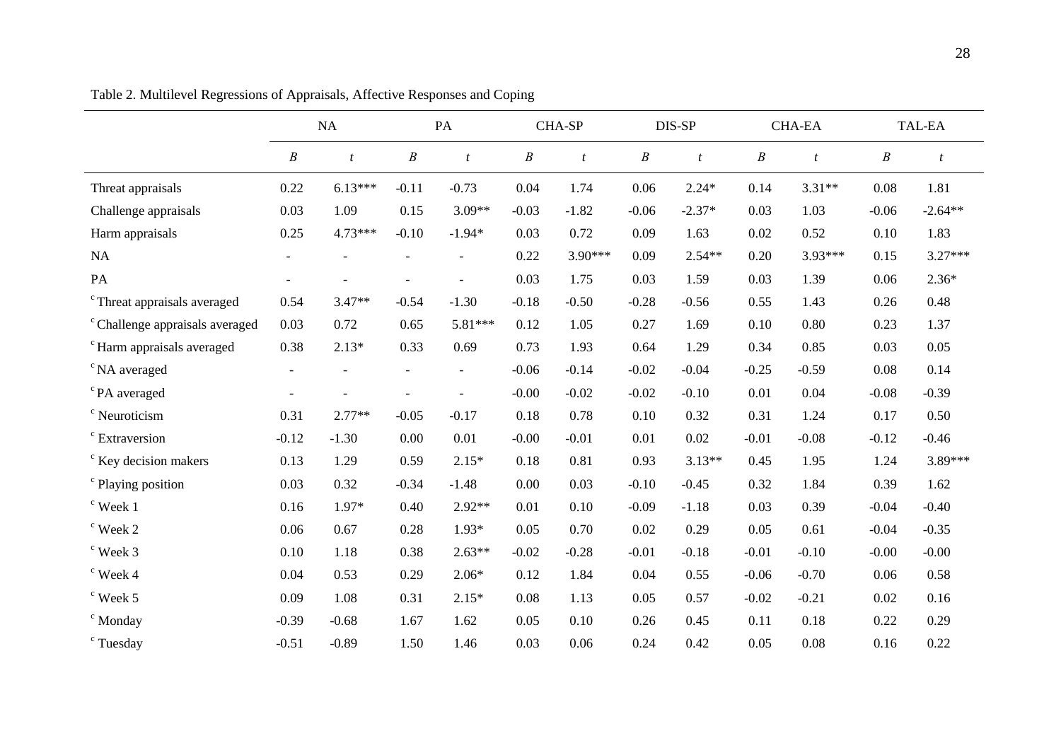Table 2. Multilevel Regressions of Appraisals, Affective Responses and Coping

| | NA | | PA | | CHA-SP | | DIS-SP | | CHA-EA | | TAL-EA | |
|---|---|---|---|---|---|---|---|---|---|---|---|---|
| | *B* | *t* | *B* | *t* | *B* | *t* | *B* | *t* | *B* | *t* | *B* | *t* |
| Threat appraisals | 0.22 | 6.13*** | -0.11 | -0.73 | 0.04 | 1.74 | 0.06 | 2.24* | 0.14 | 3.31** | 0.08 | 1.81 |
| Challenge appraisals | 0.03 | 1.09 | 0.15 | 3.09** | -0.03 | -1.82 | -0.06 | -2.37* | 0.03 | 1.03 | -0.06 | -2.64** |
| Harm appraisals | 0.25 | 4.73*** | -0.10 | -1.94* | 0.03 | 0.72 | 0.09 | 1.63 | 0.02 | 0.52 | 0.10 | 1.83 |
| NA | - | - | - | - | 0.22 | 3.90*** | 0.09 | 2.54** | 0.20 | 3.93*** | 0.15 | 3.27*** |
| PA | - | - | - | - | 0.03 | 1.75 | 0.03 | 1.59 | 0.03 | 1.39 | 0.06 | 2.36* |
| [c] Threat appraisals averaged | 0.54 | 3.47** | -0.54 | -1.30 | -0.18 | -0.50 | -0.28 | -0.56 | 0.55 | 1.43 | 0.26 | 0.48 |
| [c] Challenge appraisals averaged | 0.03 | 0.72 | 0.65 | 5.81*** | 0.12 | 1.05 | 0.27 | 1.69 | 0.10 | 0.80 | 0.23 | 1.37 |
| [c] Harm appraisals averaged | 0.38 | 2.13* | 0.33 | 0.69 | 0.73 | 1.93 | 0.64 | 1.29 | 0.34 | 0.85 | 0.03 | 0.05 |
| [c] NA averaged | - | - | - | - | -0.06 | -0.14 | -0.02 | -0.04 | -0.25 | -0.59 | 0.08 | 0.14 |
| [c] PA averaged | - | - | - | - | -0.00 | -0.02 | -0.02 | -0.10 | 0.01 | 0.04 | -0.08 | -0.39 |
| [c] Neuroticism | 0.31 | 2.77** | -0.05 | -0.17 | 0.18 | 0.78 | 0.10 | 0.32 | 0.31 | 1.24 | 0.17 | 0.50 |
| [c] Extraversion | -0.12 | -1.30 | 0.00 | 0.01 | -0.00 | -0.01 | 0.01 | 0.02 | -0.01 | -0.08 | -0.12 | -0.46 |
| [c] Key decision makers | 0.13 | 1.29 | 0.59 | 2.15* | 0.18 | 0.81 | 0.93 | 3.13** | 0.45 | 1.95 | 1.24 | 3.89*** |
| [c] Playing position | 0.03 | 0.32 | -0.34 | -1.48 | 0.00 | 0.03 | -0.10 | -0.45 | 0.32 | 1.84 | 0.39 | 1.62 |
| [c] Week 1 | 0.16 | 1.97* | 0.40 | 2.92** | 0.01 | 0.10 | -0.09 | -1.18 | 0.03 | 0.39 | -0.04 | -0.40 |
| [c] Week 2 | 0.06 | 0.67 | 0.28 | 1.93* | 0.05 | 0.70 | 0.02 | 0.29 | 0.05 | 0.61 | -0.04 | -0.35 |
| [c] Week 3 | 0.10 | 1.18 | 0.38 | 2.63** | -0.02 | -0.28 | -0.01 | -0.18 | -0.01 | -0.10 | -0.00 | -0.00 |
| [c] Week 4 | 0.04 | 0.53 | 0.29 | 2.06* | 0.12 | 1.84 | 0.04 | 0.55 | -0.06 | -0.70 | 0.06 | 0.58 |
| [c] Week 5 | 0.09 | 1.08 | 0.31 | 2.15* | 0.08 | 1.13 | 0.05 | 0.57 | -0.02 | -0.21 | 0.02 | 0.16 |
| [c] Monday | -0.39 | -0.68 | 1.67 | 1.62 | 0.05 | 0.10 | 0.26 | 0.45 | 0.11 | 0.18 | 0.22 | 0.29 |
| [c] Tuesday | -0.51 | -0.89 | 1.50 | 1.46 | 0.03 | 0.06 | 0.24 | 0.42 | 0.05 | 0.08 | 0.16 | 0.22 |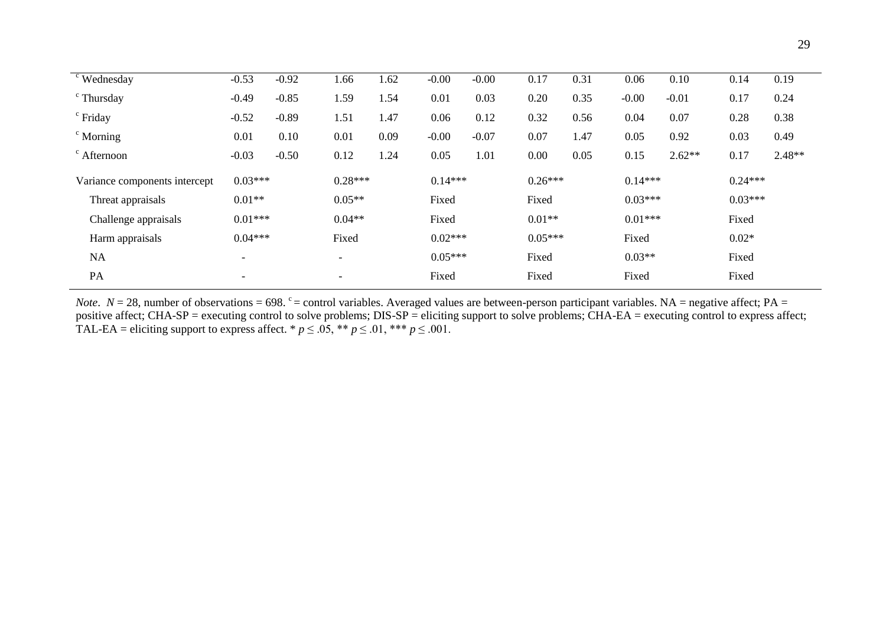| | | | | | | | | | | | | |
|---|---|---|---|---|---|---|---|---|---|---|---|---|
| [c] Wednesday | -0.53 | -0.92 | 1.66 | 1.62 | -0.00 | -0.00 | 0.17 | 0.31 | 0.06 | 0.10 | 0.14 | 0.19 |
| [c] Thursday | -0.49 | -0.85 | 1.59 | 1.54 | 0.01 | 0.03 | 0.20 | 0.35 | -0.00 | -0.01 | 0.17 | 0.24 |
| [c] Friday | -0.52 | -0.89 | 1.51 | 1.47 | 0.06 | 0.12 | 0.32 | 0.56 | 0.04 | 0.07 | 0.28 | 0.38 |
| [c] Morning | 0.01 | 0.10 | 0.01 | 0.09 | -0.00 | -0.07 | 0.07 | 1.47 | 0.05 | 0.92 | 0.03 | 0.49 |
| [c] Afternoon | -0.03 | -0.50 | 0.12 | 1.24 | 0.05 | 1.01 | 0.00 | 0.05 | 0.15 | 2.62** | 0.17 | 2.48** |
| Variance components intercept | 0.03*** | | 0.28*** | | 0.14*** | | 0.26*** | | 0.14*** | | 0.24*** | |
| Threat appraisals | 0.01** | | 0.05** | | Fixed | | Fixed | | 0.03*** | | 0.03*** | |
| Challenge appraisals | 0.01*** | | 0.04** | | Fixed | | 0.01** | | 0.01*** | | Fixed | |
| Harm appraisals | 0.04*** | | Fixed | | 0.02*** | | 0.05*** | | Fixed | | 0.02* | |
| NA | - | | - | | 0.05*** | | Fixed | | 0.03** | | Fixed | |
| PA | - | | - | | Fixed | | Fixed | | Fixed | | Fixed | |

*Note*. $N = 28$, number of observations = 698. [c] = control variables. Averaged values are between-person participant variables. NA = negative affect; PA = positive affect; CHA-SP = executing control to solve problems; DIS-SP = eliciting support to solve problems; CHA-EA = executing control to express affect; TAL-EA = eliciting support to express affect. * $p \leq .05$, ** $p \leq .01$, *** $p \leq .001$.